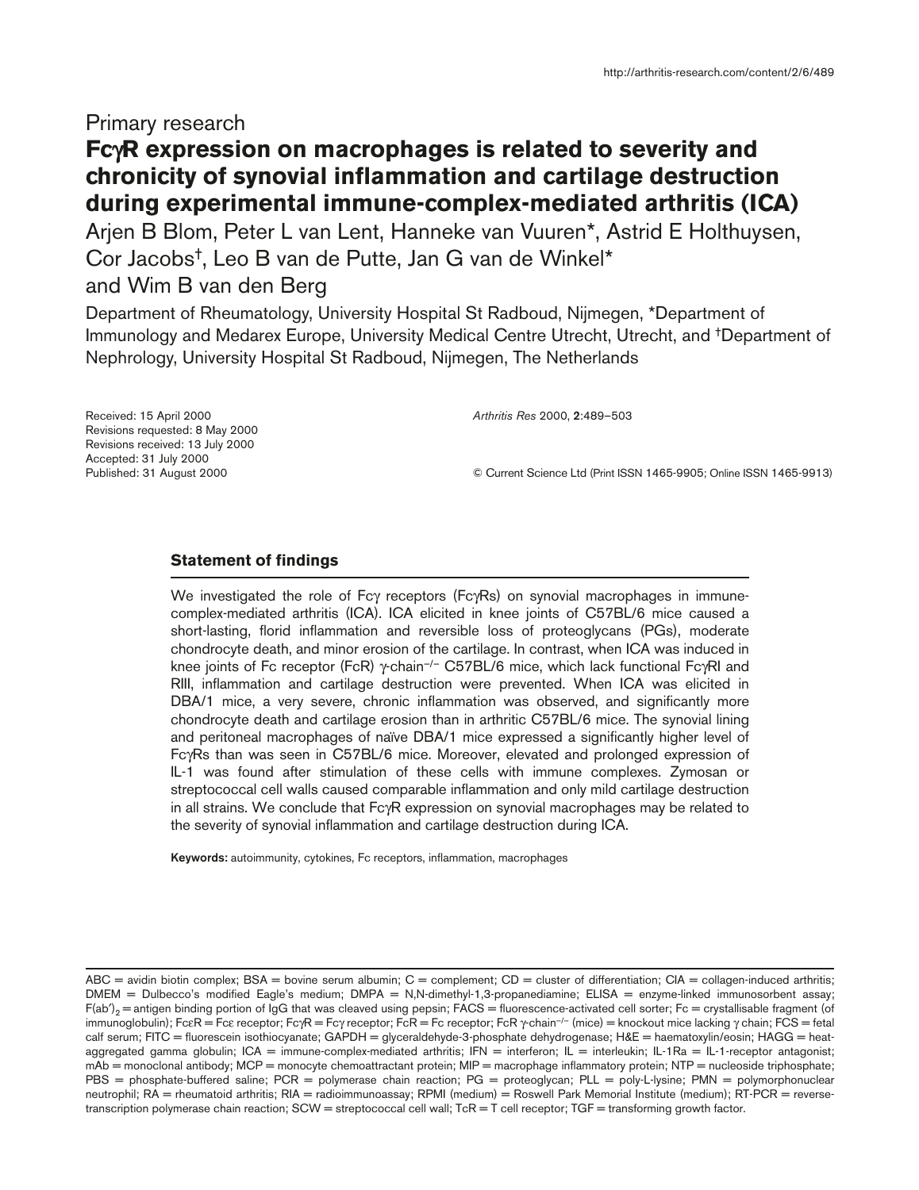http://arthritis-research.com/content/2/6/489

Primary research

# FcγR expression on macrophages is related to severity and chronicity of synovial inflammation and cartilage destruction during experimental immune-complex-mediated arthritis (ICA)

Arjen B Blom, Peter L van Lent, Hanneke van Vuuren*, Astrid E Holthuysen, Cor Jacobs†, Leo B van de Putte, Jan G van de Winkel* and Wim B van den Berg

Department of Rheumatology, University Hospital St Radboud, Nijmegen, *Department of Immunology and Medarex Europe, University Medical Centre Utrecht, Utrecht, and †Department of Nephrology, University Hospital St Radboud, Nijmegen, The Netherlands

Received: 15 April 2000
Revisions requested: 8 May 2000
Revisions received: 13 July 2000
Accepted: 31 July 2000
Published: 31 August 2000

*Arthritis Res* 2000, **2**:489–503

© Current Science Ltd (Print ISSN 1465-9905; Online ISSN 1465-9913)

## Statement of findings

We investigated the role of Fcγ receptors (FcγRs) on synovial macrophages in immune-complex-mediated arthritis (ICA). ICA elicited in knee joints of C57BL/6 mice caused a short-lasting, florid inflammation and reversible loss of proteoglycans (PGs), moderate chondrocyte death, and minor erosion of the cartilage. In contrast, when ICA was induced in knee joints of Fc receptor (FcR) γ-chain$^{-/-}$ C57BL/6 mice, which lack functional FcγRI and RIII, inflammation and cartilage destruction were prevented. When ICA was elicited in DBA/1 mice, a very severe, chronic inflammation was observed, and significantly more chondrocyte death and cartilage erosion than in arthritic C57BL/6 mice. The synovial lining and peritoneal macrophages of naïve DBA/1 mice expressed a significantly higher level of FcγRs than was seen in C57BL/6 mice. Moreover, elevated and prolonged expression of IL-1 was found after stimulation of these cells with immune complexes. Zymosan or streptococcal cell walls caused comparable inflammation and only mild cartilage destruction in all strains. We conclude that FcγR expression on synovial macrophages may be related to the severity of synovial inflammation and cartilage destruction during ICA.

**Keywords:** autoimmunity, cytokines, Fc receptors, inflammation, macrophages

ABC = avidin biotin complex; BSA = bovine serum albumin; C = complement; CD = cluster of differentiation; CIA = collagen-induced arthritis; DMEM = Dulbecco's modified Eagle's medium; DMPA = N,N-dimethyl-1,3-propanediamine; ELISA = enzyme-linked immunosorbent assay; $F(ab')_2$ = antigen binding portion of IgG that was cleaved using pepsin; FACS = fluorescence-activated cell sorter; Fc = crystallisable fragment (of immunoglobulin); FcεR = Fcε receptor; FcγR = Fcγ receptor; FcR = Fc receptor; FcR γ-chain$^{-/-}$ (mice) = knockout mice lacking γ chain; FCS = fetal calf serum; FITC = fluorescein isothiocyanate; GAPDH = glyceraldehyde-3-phosphate dehydrogenase; H&E = haematoxylin/eosin; HAGG = heat-aggregated gamma globulin; ICA = immune-complex-mediated arthritis; IFN = interferon; IL = interleukin; IL-1Ra = IL-1-receptor antagonist; mAb = monoclonal antibody; MCP = monocyte chemoattractant protein; MIP = macrophage inflammatory protein; NTP = nucleoside triphosphate; PBS = phosphate-buffered saline; PCR = polymerase chain reaction; PG = proteoglycan; PLL = poly-L-lysine; PMN = polymorphonuclear neutrophil; RA = rheumatoid arthritis; RIA = radioimmunoassay; RPMI (medium) = Roswell Park Memorial Institute (medium); RT-PCR = reverse-transcription polymerase chain reaction; SCW = streptococcal cell wall; TcR = T cell receptor; TGF = transforming growth factor.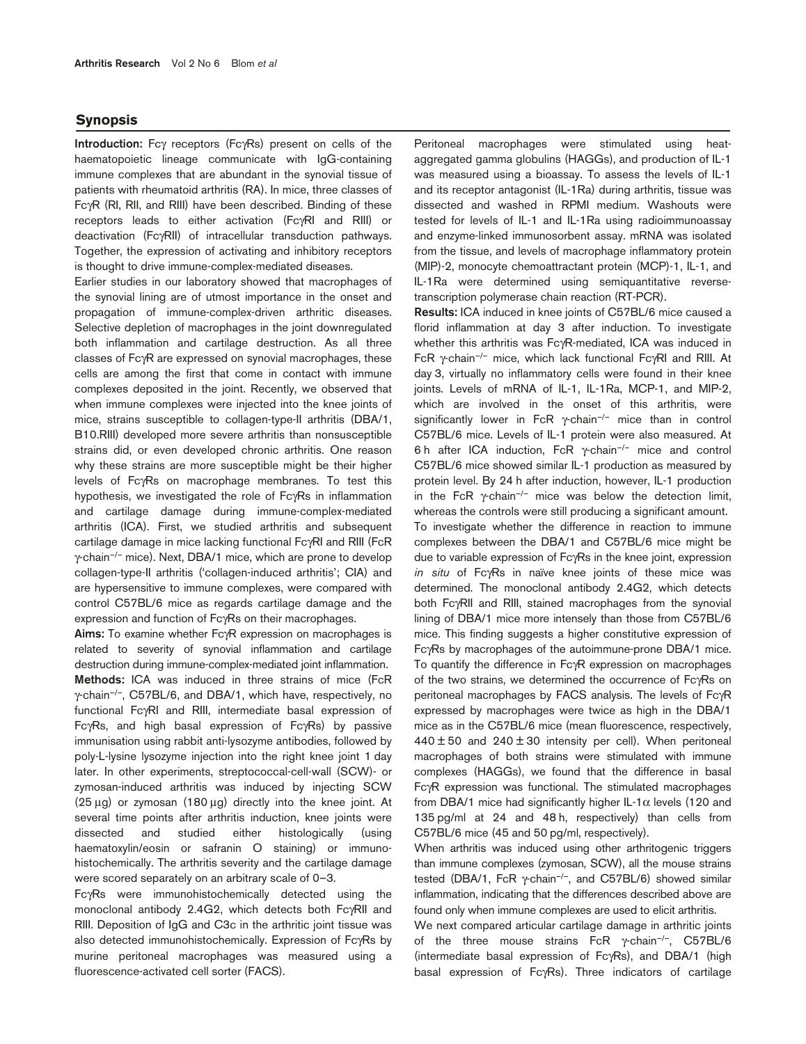## Synopsis

**Introduction:** Fcγ receptors (FcγRs) present on cells of the haematopoietic lineage communicate with IgG-containing immune complexes that are abundant in the synovial tissue of patients with rheumatoid arthritis (RA). In mice, three classes of FcγR (RI, RII, and RIII) have been described. Binding of these receptors leads to either activation (FcγRI and RIII) or deactivation (FcγRII) of intracellular transduction pathways. Together, the expression of activating and inhibitory receptors is thought to drive immune-complex-mediated diseases.

Earlier studies in our laboratory showed that macrophages of the synovial lining are of utmost importance in the onset and propagation of immune-complex-driven arthritic diseases. Selective depletion of macrophages in the joint downregulated both inflammation and cartilage destruction. As all three classes of FcγR are expressed on synovial macrophages, these cells are among the first that come in contact with immune complexes deposited in the joint. Recently, we observed that when immune complexes were injected into the knee joints of mice, strains susceptible to collagen-type-II arthritis (DBA/1, B10.RIII) developed more severe arthritis than nonsusceptible strains did, or even developed chronic arthritis. One reason why these strains are more susceptible might be their higher levels of FcγRs on macrophage membranes. To test this hypothesis, we investigated the role of FcγRs in inflammation and cartilage damage during immune-complex-mediated arthritis (ICA). First, we studied arthritis and subsequent cartilage damage in mice lacking functional FcγRI and RIII (FcR γ-chain$^{-/-}$ mice). Next, DBA/1 mice, which are prone to develop collagen-type-II arthritis ('collagen-induced arthritis'; CIA) and are hypersensitive to immune complexes, were compared with control C57BL/6 mice as regards cartilage damage and the expression and function of FcγRs on their macrophages.

**Aims:** To examine whether FcγR expression on macrophages is related to severity of synovial inflammation and cartilage destruction during immune-complex-mediated joint inflammation.

**Methods:** ICA was induced in three strains of mice (FcR γ-chain$^{-/-}$, C57BL/6, and DBA/1, which have, respectively, no functional FcγRI and RIII, intermediate basal expression of FcγRs, and high basal expression of FcγRs) by passive immunisation using rabbit anti-lysozyme antibodies, followed by poly-L-lysine lysozyme injection into the right knee joint 1 day later. In other experiments, streptococcal-cell-wall (SCW)- or zymosan-induced arthritis was induced by injecting SCW (25 μg) or zymosan (180 μg) directly into the knee joint. At several time points after arthritis induction, knee joints were dissected and studied either histologically (using haematoxylin/eosin or safranin O staining) or immunohistochemically. The arthritis severity and the cartilage damage were scored separately on an arbitrary scale of 0–3.

FcγRs were immunohistochemically detected using the monoclonal antibody 2.4G2, which detects both FcγRII and RIII. Deposition of IgG and C3c in the arthritic joint tissue was also detected immunohistochemically. Expression of FcγRs by murine peritoneal macrophages was measured using a fluorescence-activated cell sorter (FACS).

Peritoneal macrophages were stimulated using heat-aggregated gamma globulins (HAGGs), and production of IL-1 was measured using a bioassay. To assess the levels of IL-1 and its receptor antagonist (IL-1Ra) during arthritis, tissue was dissected and washed in RPMI medium. Washouts were tested for levels of IL-1 and IL-1Ra using radioimmunoassay and enzyme-linked immunosorbent assay. mRNA was isolated from the tissue, and levels of macrophage inflammatory protein (MIP)-2, monocyte chemoattractant protein (MCP)-1, IL-1, and IL-1Ra were determined using semiquantitative reverse-transcription polymerase chain reaction (RT-PCR).

**Results:** ICA induced in knee joints of C57BL/6 mice caused a florid inflammation at day 3 after induction. To investigate whether this arthritis was FcγR-mediated, ICA was induced in FcR γ-chain$^{-/-}$ mice, which lack functional FcγRI and RIII. At day 3, virtually no inflammatory cells were found in their knee joints. Levels of mRNA of IL-1, IL-1Ra, MCP-1, and MIP-2, which are involved in the onset of this arthritis, were significantly lower in FcR γ-chain$^{-/-}$ mice than in control C57BL/6 mice. Levels of IL-1 protein were also measured. At 6 h after ICA induction, FcR γ-chain$^{-/-}$ mice and control C57BL/6 mice showed similar IL-1 production as measured by protein level. By 24 h after induction, however, IL-1 production in the FcR γ-chain$^{-/-}$ mice was below the detection limit, whereas the controls were still producing a significant amount.

To investigate whether the difference in reaction to immune complexes between the DBA/1 and C57BL/6 mice might be due to variable expression of FcγRs in the knee joint, expression *in situ* of FcγRs in naïve knee joints of these mice was determined. The monoclonal antibody 2.4G2, which detects both FcγRII and RIII, stained macrophages from the synovial lining of DBA/1 mice more intensely than those from C57BL/6 mice. This finding suggests a higher constitutive expression of FcγRs by macrophages of the autoimmune-prone DBA/1 mice. To quantify the difference in FcγR expression on macrophages of the two strains, we determined the occurrence of FcγRs on peritoneal macrophages by FACS analysis. The levels of FcγR expressed by macrophages were twice as high in the DBA/1 mice as in the C57BL/6 mice (mean fluorescence, respectively, 440 ± 50 and 240 ± 30 intensity per cell). When peritoneal macrophages of both strains were stimulated with immune complexes (HAGGs), we found that the difference in basal FcγR expression was functional. The stimulated macrophages from DBA/1 mice had significantly higher IL-1α levels (120 and 135 pg/ml at 24 and 48 h, respectively) than cells from C57BL/6 mice (45 and 50 pg/ml, respectively).

When arthritis was induced using other arthritogenic triggers than immune complexes (zymosan, SCW), all the mouse strains tested (DBA/1, FcR γ-chain$^{-/-}$, and C57BL/6) showed similar inflammation, indicating that the differences described above are found only when immune complexes are used to elicit arthritis.

We next compared articular cartilage damage in arthritic joints of the three mouse strains FcR γ-chain$^{-/-}$, C57BL/6 (intermediate basal expression of FcγRs), and DBA/1 (high basal expression of FcγRs). Three indicators of cartilage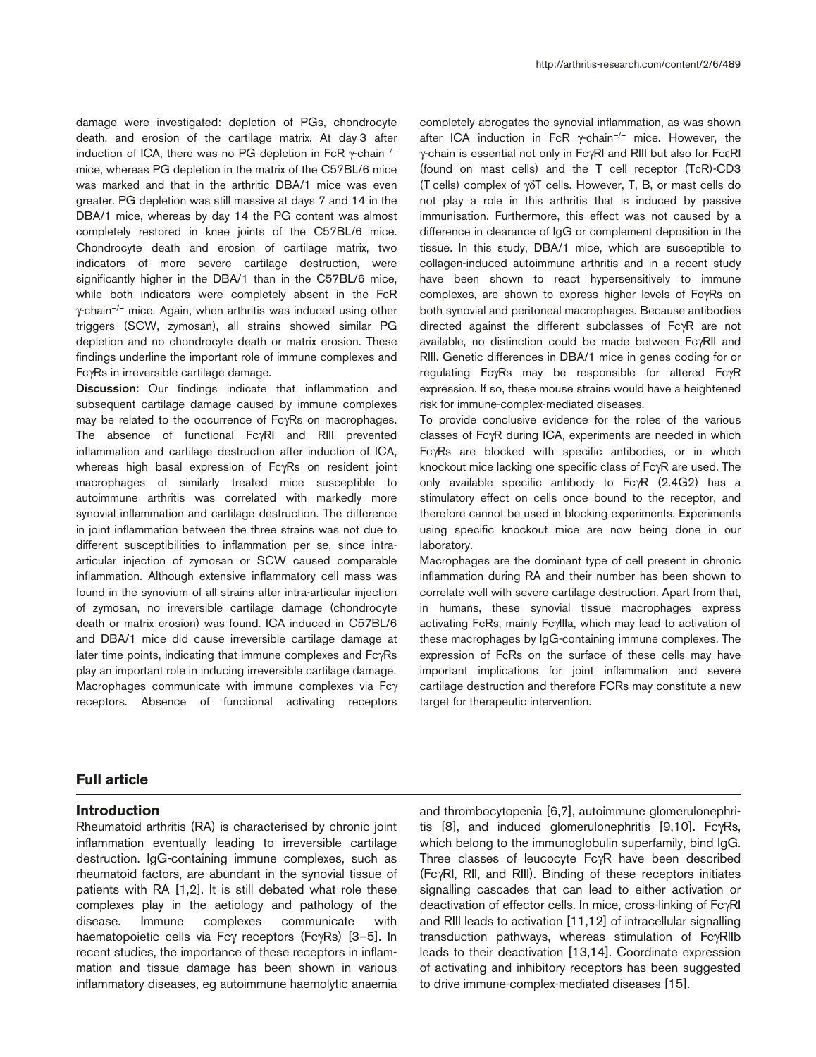damage were investigated: depletion of PGs, chondrocyte death, and erosion of the cartilage matrix. At day 3 after induction of ICA, there was no PG depletion in FcR γ-chain$^{-/-}$ mice, whereas PG depletion in the matrix of the C57BL/6 mice was marked and that in the arthritic DBA/1 mice was even greater. PG depletion was still massive at days 7 and 14 in the DBA/1 mice, whereas by day 14 the PG content was almost completely restored in knee joints of the C57BL/6 mice. Chondrocyte death and erosion of cartilage matrix, two indicators of more severe cartilage destruction, were significantly higher in the DBA/1 than in the C57BL/6 mice, while both indicators were completely absent in the FcR γ-chain$^{-/-}$ mice. Again, when arthritis was induced using other triggers (SCW, zymosan), all strains showed similar PG depletion and no chondrocyte death or matrix erosion. These findings underline the important role of immune complexes and FcγRs in irreversible cartilage damage.

**Discussion:** Our findings indicate that inflammation and subsequent cartilage damage caused by immune complexes may be related to the occurrence of FcγRs on macrophages. The absence of functional FcγRI and RIII prevented inflammation and cartilage destruction after induction of ICA, whereas high basal expression of FcγRs on resident joint macrophages of similarly treated mice susceptible to autoimmune arthritis was correlated with markedly more synovial inflammation and cartilage destruction. The difference in joint inflammation between the three strains was not due to different susceptibilities to inflammation per se, since intra-articular injection of zymosan or SCW caused comparable inflammation. Although extensive inflammatory cell mass was found in the synovium of all strains after intra-articular injection of zymosan, no irreversible cartilage damage (chondrocyte death or matrix erosion) was found. ICA induced in C57BL/6 and DBA/1 mice did cause irreversible cartilage damage at later time points, indicating that immune complexes and FcγRs play an important role in inducing irreversible cartilage damage. Macrophages communicate with immune complexes via Fcγ receptors. Absence of functional activating receptors completely abrogates the synovial inflammation, as was shown after ICA induction in FcR γ-chain$^{-/-}$ mice. However, the γ-chain is essential not only in FcγRI and RIII but also for FcεRI (found on mast cells) and the T cell receptor (TcR)-CD3 (T cells) complex of γδT cells. However, T, B, or mast cells do not play a role in this arthritis that is induced by passive immunisation. Furthermore, this effect was not caused by a difference in clearance of IgG or complement deposition in the tissue. In this study, DBA/1 mice, which are susceptible to collagen-induced autoimmune arthritis and in a recent study have been shown to react hypersensitively to immune complexes, are shown to express higher levels of FcγRs on both synovial and peritoneal macrophages. Because antibodies directed against the different subclasses of FcγR are not available, no distinction could be made between FcγRII and RIII. Genetic differences in DBA/1 mice in genes coding for or regulating FcγRs may be responsible for altered FcγR expression. If so, these mouse strains would have a heightened risk for immune-complex-mediated diseases.

To provide conclusive evidence for the roles of the various classes of FcγR during ICA, experiments are needed in which FcγRs are blocked with specific antibodies, or in which knockout mice lacking one specific class of FcγR are used. The only available specific antibody to FcγR (2.4G2) has a stimulatory effect on cells once bound to the receptor, and therefore cannot be used in blocking experiments. Experiments using specific knockout mice are now being done in our laboratory.

Macrophages are the dominant type of cell present in chronic inflammation during RA and their number has been shown to correlate well with severe cartilage destruction. Apart from that, in humans, these synovial tissue macrophages express activating FcRs, mainly FcγIIIa, which may lead to activation of these macrophages by IgG-containing immune complexes. The expression of FcRs on the surface of these cells may have important implications for joint inflammation and severe cartilage destruction and therefore FCRs may constitute a new target for therapeutic intervention.

## Full article

### Introduction

Rheumatoid arthritis (RA) is characterised by chronic joint inflammation eventually leading to irreversible cartilage destruction. IgG-containing immune complexes, such as rheumatoid factors, are abundant in the synovial tissue of patients with RA [1,2]. It is still debated what role these complexes play in the aetiology and pathology of the disease. Immune complexes communicate with haematopoietic cells via Fcγ receptors (FcγRs) [3–5]. In recent studies, the importance of these receptors in inflammation and tissue damage has been shown in various inflammatory diseases, eg autoimmune haemolytic anaemia and thrombocytopenia [6,7], autoimmune glomerulonephritis [8], and induced glomerulonephritis [9,10]. FcγRs, which belong to the immunoglobulin superfamily, bind IgG. Three classes of leucocyte FcγR have been described (FcγRI, RII, and RIII). Binding of these receptors initiates signalling cascades that can lead to either activation or deactivation of effector cells. In mice, cross-linking of FcγRI and RIII leads to activation [11,12] of intracellular signalling transduction pathways, whereas stimulation of FcγRIIb leads to their deactivation [13,14]. Coordinate expression of activating and inhibitory receptors has been suggested to drive immune-complex-mediated diseases [15].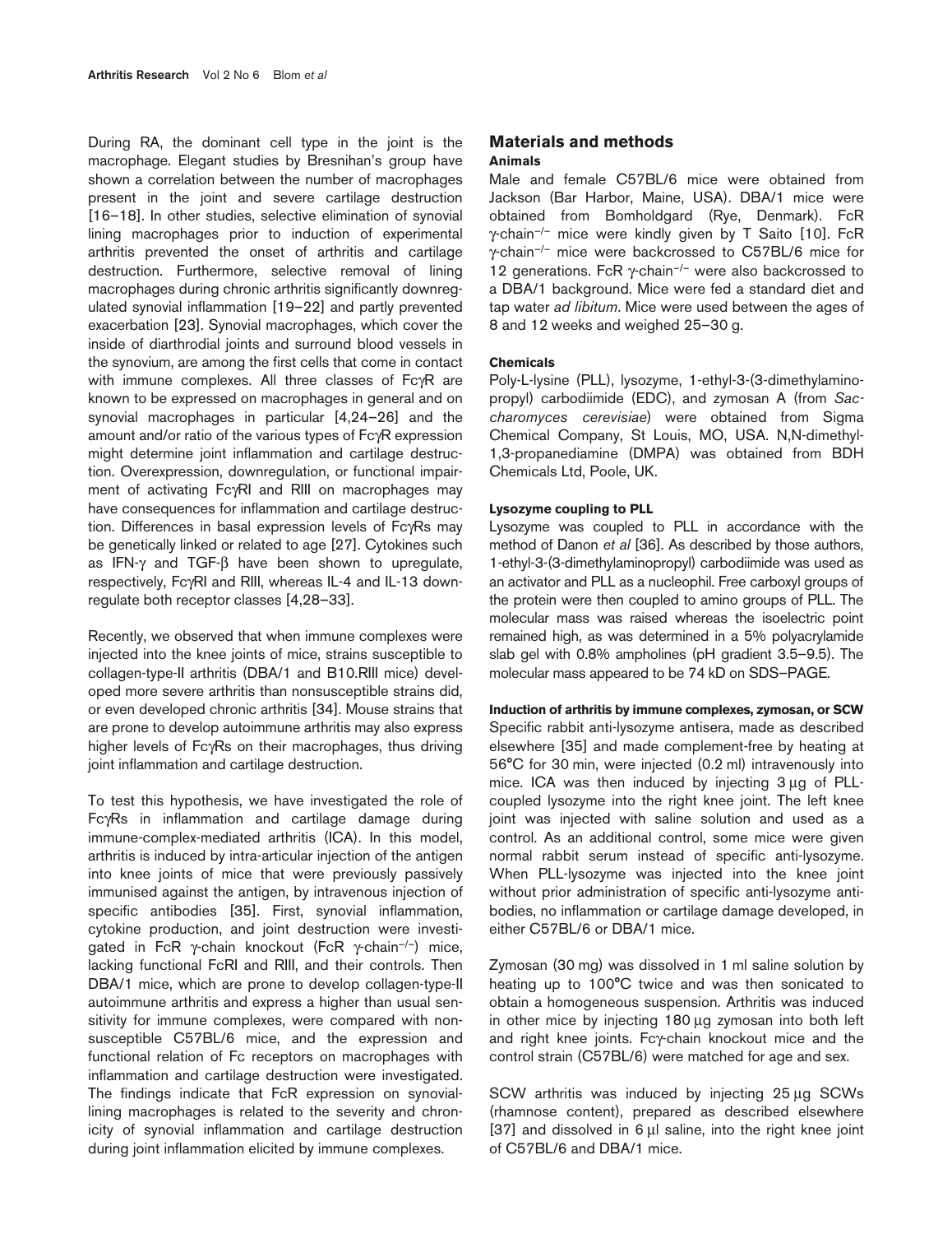During RA, the dominant cell type in the joint is the macrophage. Elegant studies by Bresnihan's group have shown a correlation between the number of macrophages present in the joint and severe cartilage destruction [16–18]. In other studies, selective elimination of synovial lining macrophages prior to induction of experimental arthritis prevented the onset of arthritis and cartilage destruction. Furthermore, selective removal of lining macrophages during chronic arthritis significantly downregulated synovial inflammation [19–22] and partly prevented exacerbation [23]. Synovial macrophages, which cover the inside of diarthrodial joints and surround blood vessels in the synovium, are among the first cells that come in contact with immune complexes. All three classes of FcγR are known to be expressed on macrophages in general and on synovial macrophages in particular [4,24–26] and the amount and/or ratio of the various types of FcγR expression might determine joint inflammation and cartilage destruction. Overexpression, downregulation, or functional impairment of activating FcγRI and RIII on macrophages may have consequences for inflammation and cartilage destruction. Differences in basal expression levels of FcγRs may be genetically linked or related to age [27]. Cytokines such as IFN-γ and TGF-β have been shown to upregulate, respectively, FcγRI and RIII, whereas IL-4 and IL-13 downregulate both receptor classes [4,28–33].

Recently, we observed that when immune complexes were injected into the knee joints of mice, strains susceptible to collagen-type-II arthritis (DBA/1 and B10.RIII mice) developed more severe arthritis than nonsusceptible strains did, or even developed chronic arthritis [34]. Mouse strains that are prone to develop autoimmune arthritis may also express higher levels of FcγRs on their macrophages, thus driving joint inflammation and cartilage destruction.

To test this hypothesis, we have investigated the role of FcγRs in inflammation and cartilage damage during immune-complex-mediated arthritis (ICA). In this model, arthritis is induced by intra-articular injection of the antigen into knee joints of mice that were previously passively immunised against the antigen, by intravenous injection of specific antibodies [35]. First, synovial inflammation, cytokine production, and joint destruction were investigated in FcR γ-chain knockout (FcR γ-chain$^{-/-}$) mice, lacking functional FcRI and RIII, and their controls. Then DBA/1 mice, which are prone to develop collagen-type-II autoimmune arthritis and express a higher than usual sensitivity for immune complexes, were compared with nonsusceptible C57BL/6 mice, and the expression and functional relation of Fc receptors on macrophages with inflammation and cartilage destruction were investigated. The findings indicate that FcR expression on synovial-lining macrophages is related to the severity and chronicity of synovial inflammation and cartilage destruction during joint inflammation elicited by immune complexes.

## Materials and methods

### Animals

Male and female C57BL/6 mice were obtained from Jackson (Bar Harbor, Maine, USA). DBA/1 mice were obtained from Bomholdgard (Rye, Denmark). FcR γ-chain$^{-/-}$ mice were kindly given by T Saito [10]. FcR γ-chain$^{-/-}$ mice were backcrossed to C57BL/6 mice for 12 generations. FcR γ-chain$^{-/-}$ were also backcrossed to a DBA/1 background. Mice were fed a standard diet and tap water *ad libitum*. Mice were used between the ages of 8 and 12 weeks and weighed 25–30 g.

### Chemicals

Poly-L-lysine (PLL), lysozyme, 1-ethyl-3-(3-dimethylaminopropyl) carbodiimide (EDC), and zymosan A (from *Saccharomyces cerevisiae*) were obtained from Sigma Chemical Company, St Louis, MO, USA. N,N-dimethyl-1,3-propanediamine (DMPA) was obtained from BDH Chemicals Ltd, Poole, UK.

### Lysozyme coupling to PLL

Lysozyme was coupled to PLL in accordance with the method of Danon *et al* [36]. As described by those authors, 1-ethyl-3-(3-dimethylaminopropyl) carbodiimide was used as an activator and PLL as a nucleophil. Free carboxyl groups of the protein were then coupled to amino groups of PLL. The molecular mass was raised whereas the isoelectric point remained high, as was determined in a 5% polyacrylamide slab gel with 0.8% ampholines (pH gradient 3.5–9.5). The molecular mass appeared to be 74 kD on SDS–PAGE.

### Induction of arthritis by immune complexes, zymosan, or SCW

Specific rabbit anti-lysozyme antisera, made as described elsewhere [35] and made complement-free by heating at 56°C for 30 min, were injected (0.2 ml) intravenously into mice. ICA was then induced by injecting 3 μg of PLL-coupled lysozyme into the right knee joint. The left knee joint was injected with saline solution and used as a control. As an additional control, some mice were given normal rabbit serum instead of specific anti-lysozyme. When PLL-lysozyme was injected into the knee joint without prior administration of specific anti-lysozyme antibodies, no inflammation or cartilage damage developed, in either C57BL/6 or DBA/1 mice.

Zymosan (30 mg) was dissolved in 1 ml saline solution by heating up to 100°C twice and was then sonicated to obtain a homogeneous suspension. Arthritis was induced in other mice by injecting 180 μg zymosan into both left and right knee joints. Fcγ-chain knockout mice and the control strain (C57BL/6) were matched for age and sex.

SCW arthritis was induced by injecting 25 μg SCWs (rhamnose content), prepared as described elsewhere [37] and dissolved in 6 μl saline, into the right knee joint of C57BL/6 and DBA/1 mice.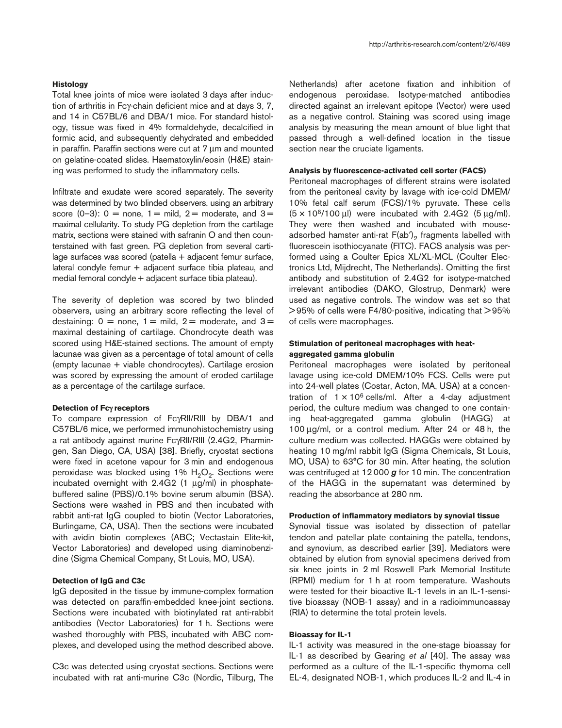### Histology

Total knee joints of mice were isolated 3 days after induction of arthritis in Fcγ-chain deficient mice and at days 3, 7, and 14 in C57BL/6 and DBA/1 mice. For standard histology, tissue was fixed in 4% formaldehyde, decalcified in formic acid, and subsequently dehydrated and embedded in paraffin. Paraffin sections were cut at 7 μm and mounted on gelatine-coated slides. Haematoxylin/eosin (H&E) staining was performed to study the inflammatory cells.

Infiltrate and exudate were scored separately. The severity was determined by two blinded observers, using an arbitrary score (0–3): 0 = none, 1 = mild, 2 = moderate, and 3 = maximal cellularity. To study PG depletion from the cartilage matrix, sections were stained with safranin O and then counterstained with fast green. PG depletion from several cartilage surfaces was scored (patella + adjacent femur surface, lateral condyle femur + adjacent surface tibia plateau, and medial femoral condyle + adjacent surface tibia plateau).

The severity of depletion was scored by two blinded observers, using an arbitrary score reflecting the level of destaining: 0 = none, 1 = mild, 2 = moderate, and 3 = maximal destaining of cartilage. Chondrocyte death was scored using H&E-stained sections. The amount of empty lacunae was given as a percentage of total amount of cells (empty lacunae + viable chondrocytes). Cartilage erosion was scored by expressing the amount of eroded cartilage as a percentage of the cartilage surface.

### Detection of Fcγ receptors

To compare expression of FcγRII/RIII by DBA/1 and C57BL/6 mice, we performed immunohistochemistry using a rat antibody against murine FcγRII/RIII (2.4G2, Pharmingen, San Diego, CA, USA) [38]. Briefly, cryostat sections were fixed in acetone vapour for 3 min and endogenous peroxidase was blocked using 1% $H_2O_2$. Sections were incubated overnight with 2.4G2 (1 μg/ml) in phosphate-buffered saline (PBS)/0.1% bovine serum albumin (BSA). Sections were washed in PBS and then incubated with rabbit anti-rat IgG coupled to biotin (Vector Laboratories, Burlingame, CA, USA). Then the sections were incubated with avidin biotin complexes (ABC; Vectastain Elite-kit, Vector Laboratories) and developed using diaminobenzidine (Sigma Chemical Company, St Louis, MO, USA).

### Detection of IgG and C3c

IgG deposited in the tissue by immune-complex formation was detected on paraffin-embedded knee-joint sections. Sections were incubated with biotinylated rat anti-rabbit antibodies (Vector Laboratories) for 1 h. Sections were washed thoroughly with PBS, incubated with ABC complexes, and developed using the method described above.

C3c was detected using cryostat sections. Sections were incubated with rat anti-murine C3c (Nordic, Tilburg, The Netherlands) after acetone fixation and inhibition of endogenous peroxidase. Isotype-matched antibodies directed against an irrelevant epitope (Vector) were used as a negative control. Staining was scored using image analysis by measuring the mean amount of blue light that passed through a well-defined location in the tissue section near the cruciate ligaments.

### Analysis by fluorescence-activated cell sorter (FACS)

Peritoneal macrophages of different strains were isolated from the peritoneal cavity by lavage with ice-cold DMEM/10% fetal calf serum (FCS)/1% pyruvate. These cells ($5 \times 10^6$/100 μl) were incubated with 2.4G2 (5 μg/ml). They were then washed and incubated with mouse-adsorbed hamster anti-rat $F(ab')_2$ fragments labelled with fluorescein isothiocyanate (FITC). FACS analysis was performed using a Coulter Epics XL/XL-MCL (Coulter Electronics Ltd, Mijdrecht, The Netherlands). Omitting the first antibody and substitution of 2.4G2 for isotype-matched irrelevant antibodies (DAKO, Glostrup, Denmark) were used as negative controls. The window was set so that >95% of cells were F4/80-positive, indicating that >95% of cells were macrophages.

### Stimulation of peritoneal macrophages with heat-aggregated gamma globulin

Peritoneal macrophages were isolated by peritoneal lavage using ice-cold DMEM/10% FCS. Cells were put into 24-well plates (Costar, Acton, MA, USA) at a concentration of $1 \times 10^6$ cells/ml. After a 4-day adjustment period, the culture medium was changed to one containing heat-aggregated gamma globulin (HAGG) at 100 μg/ml, or a control medium. After 24 or 48 h, the culture medium was collected. HAGGs were obtained by heating 10 mg/ml rabbit IgG (Sigma Chemicals, St Louis, MO, USA) to 63°C for 30 min. After heating, the solution was centrifuged at 12 000 ***g*** for 10 min. The concentration of the HAGG in the supernatant was determined by reading the absorbance at 280 nm.

### Production of inflammatory mediators by synovial tissue

Synovial tissue was isolated by dissection of patellar tendon and patellar plate containing the patella, tendons, and synovium, as described earlier [39]. Mediators were obtained by elution from synovial specimens derived from six knee joints in 2 ml Roswell Park Memorial Institute (RPMI) medium for 1 h at room temperature. Washouts were tested for their bioactive IL-1 levels in an IL-1-sensitive bioassay (NOB-1 assay) and in a radioimmunoassay (RIA) to determine the total protein levels.

### Bioassay for IL-1

IL-1 activity was measured in the one-stage bioassay for IL-1 as described by Gearing *et al* [40]. The assay was performed as a culture of the IL-1-specific thymoma cell EL-4, designated NOB-1, which produces IL-2 and IL-4 in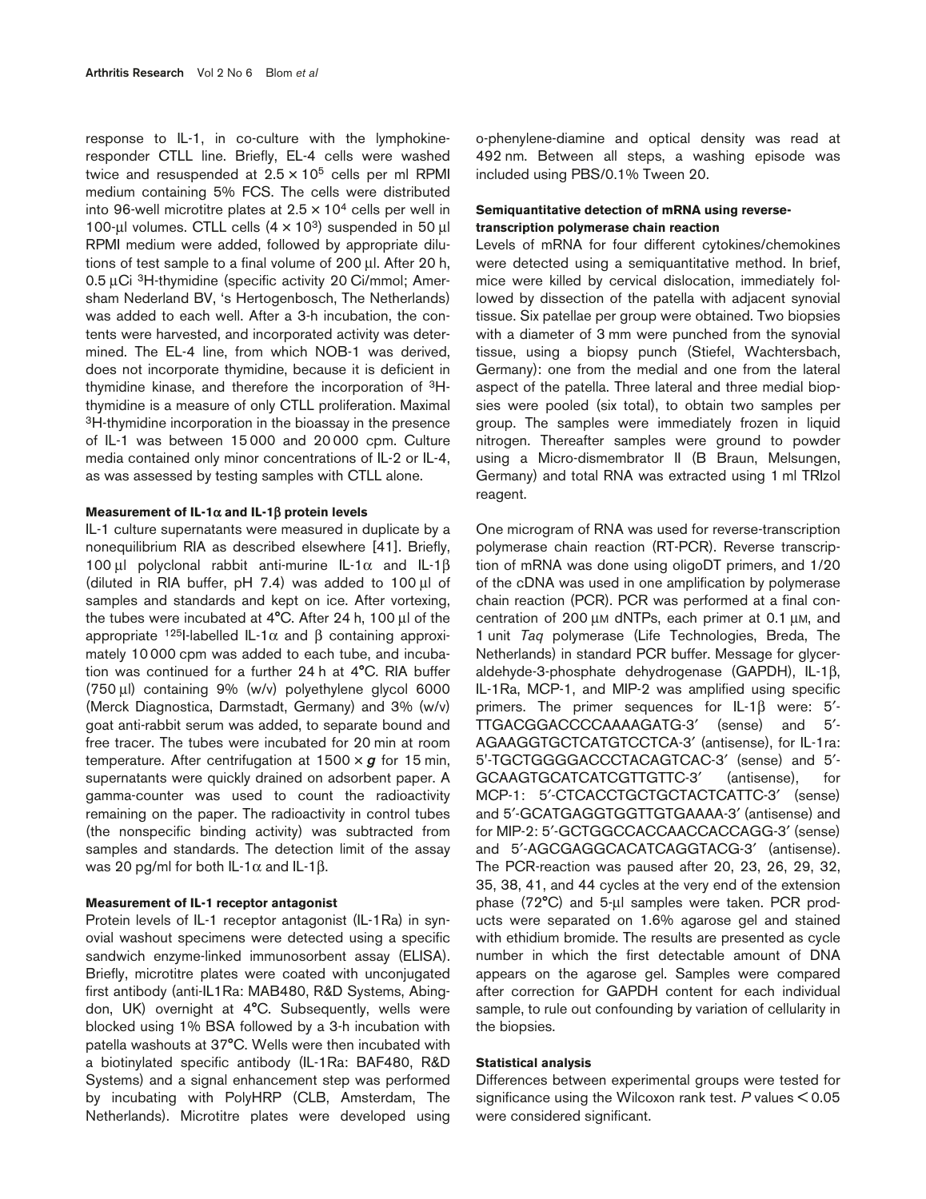response to IL-1, in co-culture with the lymphokine-responder CTLL line. Briefly, EL-4 cells were washed twice and resuspended at $2.5 \times 10^5$ cells per ml RPMI medium containing 5% FCS. The cells were distributed into 96-well microtitre plates at $2.5 \times 10^4$ cells per well in 100-μl volumes. CTLL cells ($4 \times 10^3$) suspended in 50 μl RPMI medium were added, followed by appropriate dilutions of test sample to a final volume of 200 μl. After 20 h, 0.5 μCi $^3$H-thymidine (specific activity 20 Ci/mmol; Amersham Nederland BV, 's Hertogenbosch, The Netherlands) was added to each well. After a 3-h incubation, the contents were harvested, and incorporated activity was determined. The EL-4 line, from which NOB-1 was derived, does not incorporate thymidine, because it is deficient in thymidine kinase, and therefore the incorporation of $^3$H-thymidine is a measure of only CTLL proliferation. Maximal $^3$H-thymidine incorporation in the bioassay in the presence of IL-1 was between 15 000 and 20 000 cpm. Culture media contained only minor concentrations of IL-2 or IL-4, as was assessed by testing samples with CTLL alone.

#### Measurement of IL-1α and IL-1β protein levels

IL-1 culture supernatants were measured in duplicate by a nonequilibrium RIA as described elsewhere [41]. Briefly, 100 μl polyclonal rabbit anti-murine IL-1α and IL-1β (diluted in RIA buffer, pH 7.4) was added to 100 μl of samples and standards and kept on ice. After vortexing, the tubes were incubated at 4°C. After 24 h, 100 μl of the appropriate $^{125}$I-labelled IL-1α and β containing approximately 10 000 cpm was added to each tube, and incubation was continued for a further 24 h at 4°C. RIA buffer (750 μl) containing 9% (w/v) polyethylene glycol 6000 (Merck Diagnostica, Darmstadt, Germany) and 3% (w/v) goat anti-rabbit serum was added, to separate bound and free tracer. The tubes were incubated for 20 min at room temperature. After centrifugation at $1500 \times \boldsymbol{g}$ for 15 min, supernatants were quickly drained on adsorbent paper. A gamma-counter was used to count the radioactivity remaining on the paper. The radioactivity in control tubes (the nonspecific binding activity) was subtracted from samples and standards. The detection limit of the assay was 20 pg/ml for both IL-1α and IL-1β.

#### Measurement of IL-1 receptor antagonist

Protein levels of IL-1 receptor antagonist (IL-1Ra) in synovial washout specimens were detected using a specific sandwich enzyme-linked immunosorbent assay (ELISA). Briefly, microtitre plates were coated with unconjugated first antibody (anti-IL1Ra: MAB480, R&D Systems, Abingdon, UK) overnight at 4°C. Subsequently, wells were blocked using 1% BSA followed by a 3-h incubation with patella washouts at 37°C. Wells were then incubated with a biotinylated specific antibody (IL-1Ra: BAF480, R&D Systems) and a signal enhancement step was performed by incubating with PolyHRP (CLB, Amsterdam, The Netherlands). Microtitre plates were developed using o-phenylene-diamine and optical density was read at 492 nm. Between all steps, a washing episode was included using PBS/0.1% Tween 20.

#### Semiquantitative detection of mRNA using reverse-transcription polymerase chain reaction

Levels of mRNA for four different cytokines/chemokines were detected using a semiquantitative method. In brief, mice were killed by cervical dislocation, immediately followed by dissection of the patella with adjacent synovial tissue. Six patellae per group were obtained. Two biopsies with a diameter of 3 mm were punched from the synovial tissue, using a biopsy punch (Stiefel, Wachtersbach, Germany): one from the medial and one from the lateral aspect of the patella. Three lateral and three medial biopsies were pooled (six total), to obtain two samples per group. The samples were immediately frozen in liquid nitrogen. Thereafter samples were ground to powder using a Micro-dismembrator II (B Braun, Melsungen, Germany) and total RNA was extracted using 1 ml TRIzol reagent.

One microgram of RNA was used for reverse-transcription polymerase chain reaction (RT-PCR). Reverse transcription of mRNA was done using oligoDT primers, and 1/20 of the cDNA was used in one amplification by polymerase chain reaction (PCR). PCR was performed at a final concentration of 200 μM dNTPs, each primer at 0.1 μM, and 1 unit *Taq* polymerase (Life Technologies, Breda, The Netherlands) in standard PCR buffer. Message for glyceraldehyde-3-phosphate dehydrogenase (GAPDH), IL-1β, IL-1Ra, MCP-1, and MIP-2 was amplified using specific primers. The primer sequences for IL-1β were: 5′-TTGACGGACCCCAAAAGATG-3′ (sense) and 5′-AGAAGGTGCTCATGTCCTCA-3′ (antisense), for IL-1ra: 5'-TGCTGGGGACCCTACAGTCAC-3′ (sense) and 5′-GCAAGTGCATCATCGTTGTTC-3′ (antisense), for MCP-1: 5′-CTCACCTGCTGCTACTCATTC-3′ (sense) and 5′-GCATGAGGTGGTTGTGAAAA-3′ (antisense) and for MIP-2: 5′-GCTGGCCACCAACCACCAGG-3′ (sense) and 5′-AGCGAGGCACATCAGGTACG-3′ (antisense). The PCR-reaction was paused after 20, 23, 26, 29, 32, 35, 38, 41, and 44 cycles at the very end of the extension phase (72°C) and 5-μl samples were taken. PCR products were separated on 1.6% agarose gel and stained with ethidium bromide. The results are presented as cycle number in which the first detectable amount of DNA appears on the agarose gel. Samples were compared after correction for GAPDH content for each individual sample, to rule out confounding by variation of cellularity in the biopsies.

#### Statistical analysis

Differences between experimental groups were tested for significance using the Wilcoxon rank test. *P* values $< 0.05$ were considered significant.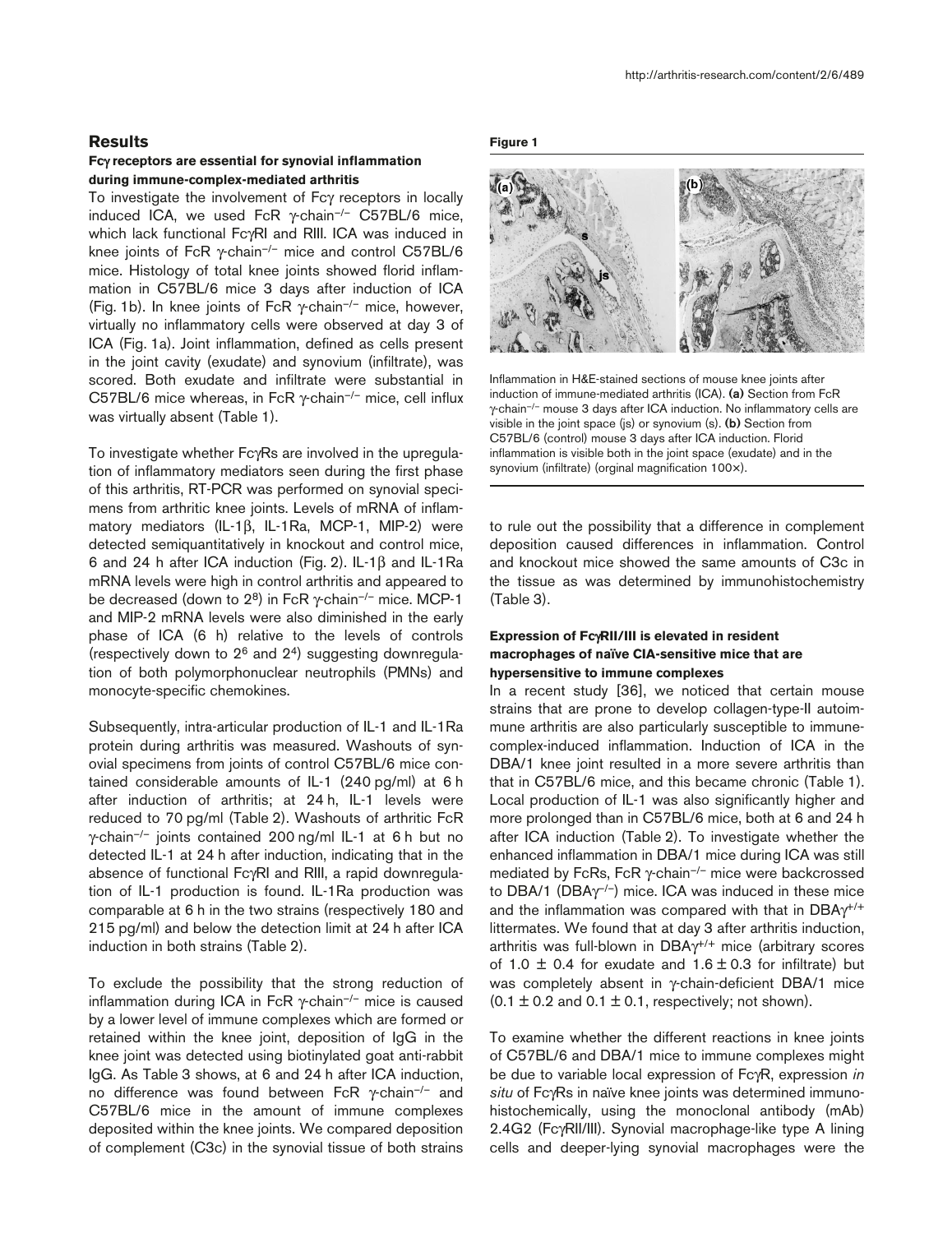## Results

### Fcγ receptors are essential for synovial inflammation during immune-complex-mediated arthritis

To investigate the involvement of Fcγ receptors in locally induced ICA, we used FcR γ-chain$^{-/-}$ C57BL/6 mice, which lack functional FcγRI and RIII. ICA was induced in knee joints of FcR γ-chain$^{-/-}$ mice and control C57BL/6 mice. Histology of total knee joints showed florid inflammation in C57BL/6 mice 3 days after induction of ICA (Fig. 1b). In knee joints of FcR γ-chain$^{-/-}$ mice, however, virtually no inflammatory cells were observed at day 3 of ICA (Fig. 1a). Joint inflammation, defined as cells present in the joint cavity (exudate) and synovium (infiltrate), was scored. Both exudate and infiltrate were substantial in C57BL/6 mice whereas, in FcR γ-chain$^{-/-}$ mice, cell influx was virtually absent (Table 1).

To investigate whether FcγRs are involved in the upregulation of inflammatory mediators seen during the first phase of this arthritis, RT-PCR was performed on synovial specimens from arthritic knee joints. Levels of mRNA of inflammatory mediators (IL-1β, IL-1Ra, MCP-1, MIP-2) were detected semiquantitatively in knockout and control mice, 6 and 24 h after ICA induction (Fig. 2). IL-1β and IL-1Ra mRNA levels were high in control arthritis and appeared to be decreased (down to $2^8$) in FcR γ-chain$^{-/-}$ mice. MCP-1 and MIP-2 mRNA levels were also diminished in the early phase of ICA (6 h) relative to the levels of controls (respectively down to $2^6$ and $2^4$) suggesting downregulation of both polymorphonuclear neutrophils (PMNs) and monocyte-specific chemokines.

Subsequently, intra-articular production of IL-1 and IL-1Ra protein during arthritis was measured. Washouts of synovial specimens from joints of control C57BL/6 mice contained considerable amounts of IL-1 (240 pg/ml) at 6 h after induction of arthritis; at 24 h, IL-1 levels were reduced to 70 pg/ml (Table 2). Washouts of arthritic FcR γ-chain$^{-/-}$ joints contained 200 ng/ml IL-1 at 6 h but no detected IL-1 at 24 h after induction, indicating that in the absence of functional FcγRI and RIII, a rapid downregulation of IL-1 production is found. IL-1Ra production was comparable at 6 h in the two strains (respectively 180 and 215 pg/ml) and below the detection limit at 24 h after ICA induction in both strains (Table 2).

To exclude the possibility that the strong reduction of inflammation during ICA in FcR γ-chain$^{-/-}$ mice is caused by a lower level of immune complexes which are formed or retained within the knee joint, deposition of IgG in the knee joint was detected using biotinylated goat anti-rabbit IgG. As Table 3 shows, at 6 and 24 h after ICA induction, no difference was found between FcR γ-chain$^{-/-}$ and C57BL/6 mice in the amount of immune complexes deposited within the knee joints. We compared deposition of complement (C3c) in the synovial tissue of both strains to rule out the possibility that a difference in complement deposition caused differences in inflammation. Control and knockout mice showed the same amounts of C3c in the tissue as was determined by immunohistochemistry (Table 3).

**Figure 1**

Inflammation in H&E-stained sections of mouse knee joints after induction of immune-mediated arthritis (ICA). **(a)** Section from FcR γ-chain$^{-/-}$ mouse 3 days after ICA induction. No inflammatory cells are visible in the joint space (js) or synovium (s). **(b)** Section from C57BL/6 (control) mouse 3 days after ICA induction. Florid inflammation is visible both in the joint space (exudate) and in the synovium (infiltrate) (orginal magnification 100×).

### Expression of FcγRII/III is elevated in resident macrophages of naïve CIA-sensitive mice that are hypersensitive to immune complexes

In a recent study [36], we noticed that certain mouse strains that are prone to develop collagen-type-II autoimmune arthritis are also particularly susceptible to immune-complex-induced inflammation. Induction of ICA in the DBA/1 knee joint resulted in a more severe arthritis than that in C57BL/6 mice, and this became chronic (Table 1). Local production of IL-1 was also significantly higher and more prolonged than in C57BL/6 mice, both at 6 and 24 h after ICA induction (Table 2). To investigate whether the enhanced inflammation in DBA/1 mice during ICA was still mediated by FcRs, FcR γ-chain$^{-/-}$ mice were backcrossed to DBA/1 (DBAγ$^{-/-}$) mice. ICA was induced in these mice and the inflammation was compared with that in DBAγ$^{+/+}$ littermates. We found that at day 3 after arthritis induction, arthritis was full-blown in DBAγ$^{+/+}$ mice (arbitrary scores of 1.0 ± 0.4 for exudate and 1.6 ± 0.3 for infiltrate) but was completely absent in γ-chain-deficient DBA/1 mice (0.1 ± 0.2 and 0.1 ± 0.1, respectively; not shown).

To examine whether the different reactions in knee joints of C57BL/6 and DBA/1 mice to immune complexes might be due to variable local expression of FcγR, expression *in situ* of FcγRs in naïve knee joints was determined immunohistochemically, using the monoclonal antibody (mAb) 2.4G2 (FcγRII/III). Synovial macrophage-like type A lining cells and deeper-lying synovial macrophages were the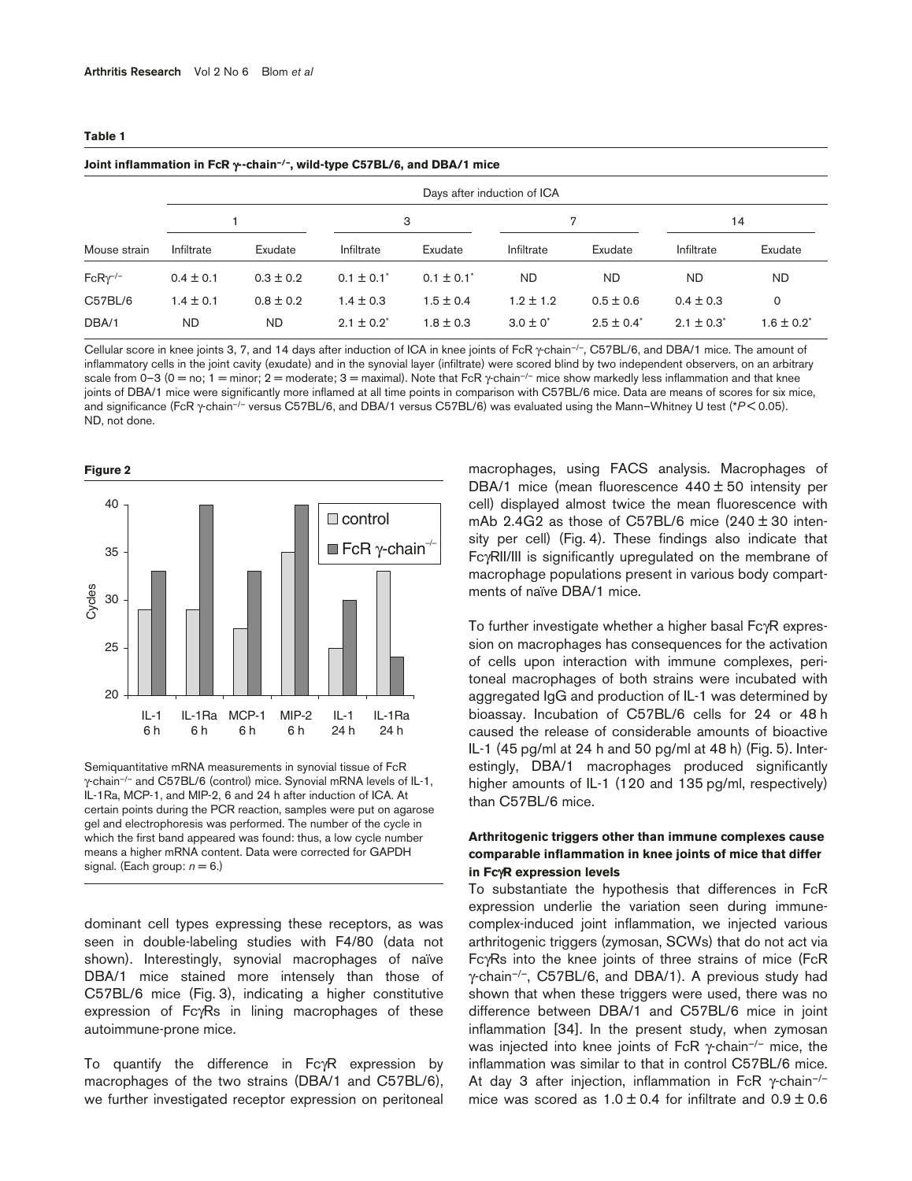**Table 1**

**Joint inflammation in FcR γ-chain$^{-/-}$, wild-type C57BL/6, and DBA/1 mice**

| Mouse strain | Days after induction of ICA | | | | | | | |
|---|---|---|---|---|---|---|---|---|
| | 1 | | 3 | | 7 | | 14 | |
| | Infiltrate | Exudate | Infiltrate | Exudate | Infiltrate | Exudate | Infiltrate | Exudate |
| FcRγ$^{-/-}$ | 0.4 ± 0.1 | 0.3 ± 0.2 | 0.1 ± 0.1* | 0.1 ± 0.1* | ND | ND | ND | ND |
| C57BL/6 | 1.4 ± 0.1 | 0.8 ± 0.2 | 1.4 ± 0.3 | 1.5 ± 0.4 | 1.2 ± 1.2 | 0.5 ± 0.6 | 0.4 ± 0.3 | 0 |
| DBA/1 | ND | ND | 2.1 ± 0.2* | 1.8 ± 0.3 | 3.0 ± 0* | 2.5 ± 0.4* | 2.1 ± 0.3* | 1.6 ± 0.2* |

Cellular score in knee joints 3, 7, and 14 days after induction of ICA in knee joints of FcR γ-chain$^{-/-}$, C57BL/6, and DBA/1 mice. The amount of inflammatory cells in the joint cavity (exudate) and in the synovial layer (infiltrate) were scored blind by two independent observers, on an arbitrary scale from 0–3 (0 = no; 1 = minor; 2 = moderate; 3 = maximal). Note that FcR γ-chain$^{-/-}$ mice show markedly less inflammation and that knee joints of DBA/1 mice were significantly more inflamed at all time points in comparison with C57BL/6 mice. Data are means of scores for six mice, and significance (FcR γ-chain$^{-/-}$ versus C57BL/6, and DBA/1 versus C57BL/6) was evaluated using the Mann–Whitney U test (*$P < 0.05$). ND, not done.

**Figure 2**

Semiquantitative mRNA measurements in synovial tissue of FcR γ-chain$^{-/-}$ and C57BL/6 (control) mice. Synovial mRNA levels of IL-1, IL-1Ra, MCP-1, and MIP-2, 6 and 24 h after induction of ICA. At certain points during the PCR reaction, samples were put on agarose gel and electrophoresis was performed. The number of the cycle in which the first band appeared was found: thus, a low cycle number means a higher mRNA content. Data were corrected for GAPDH signal. (Each group: $n = 6$.)

dominant cell types expressing these receptors, as was seen in double-labeling studies with F4/80 (data not shown). Interestingly, synovial macrophages of naïve DBA/1 mice stained more intensely than those of C57BL/6 mice (Fig. 3), indicating a higher constitutive expression of FcγRs in lining macrophages of these autoimmune-prone mice.

To quantify the difference in FcγR expression by macrophages of the two strains (DBA/1 and C57BL/6), we further investigated receptor expression on peritoneal macrophages, using FACS analysis. Macrophages of DBA/1 mice (mean fluorescence 440 ± 50 intensity per cell) displayed almost twice the mean fluorescence with mAb 2.4G2 as those of C57BL/6 mice (240 ± 30 intensity per cell) (Fig. 4). These findings also indicate that FcγRII/III is significantly upregulated on the membrane of macrophage populations present in various body compartments of naïve DBA/1 mice.

To further investigate whether a higher basal FcγR expression on macrophages has consequences for the activation of cells upon interaction with immune complexes, peritoneal macrophages of both strains were incubated with aggregated IgG and production of IL-1 was determined by bioassay. Incubation of C57BL/6 cells for 24 or 48 h caused the release of considerable amounts of bioactive IL-1 (45 pg/ml at 24 h and 50 pg/ml at 48 h) (Fig. 5). Interestingly, DBA/1 macrophages produced significantly higher amounts of IL-1 (120 and 135 pg/ml, respectively) than C57BL/6 mice.

### Arthritogenic triggers other than immune complexes cause comparable inflammation in knee joints of mice that differ in FcγR expression levels

To substantiate the hypothesis that differences in FcR expression underlie the variation seen during immune-complex-induced joint inflammation, we injected various arthritogenic triggers (zymosan, SCWs) that do not act via FcγRs into the knee joints of three strains of mice (FcR γ-chain$^{-/-}$, C57BL/6, and DBA/1). A previous study had shown that when these triggers were used, there was no difference between DBA/1 and C57BL/6 mice in joint inflammation [34]. In the present study, when zymosan was injected into knee joints of FcR γ-chain$^{-/-}$ mice, the inflammation was similar to that in control C57BL/6 mice. At day 3 after injection, inflammation in FcR γ-chain$^{-/-}$ mice was scored as 1.0 ± 0.4 for infiltrate and 0.9 ± 0.6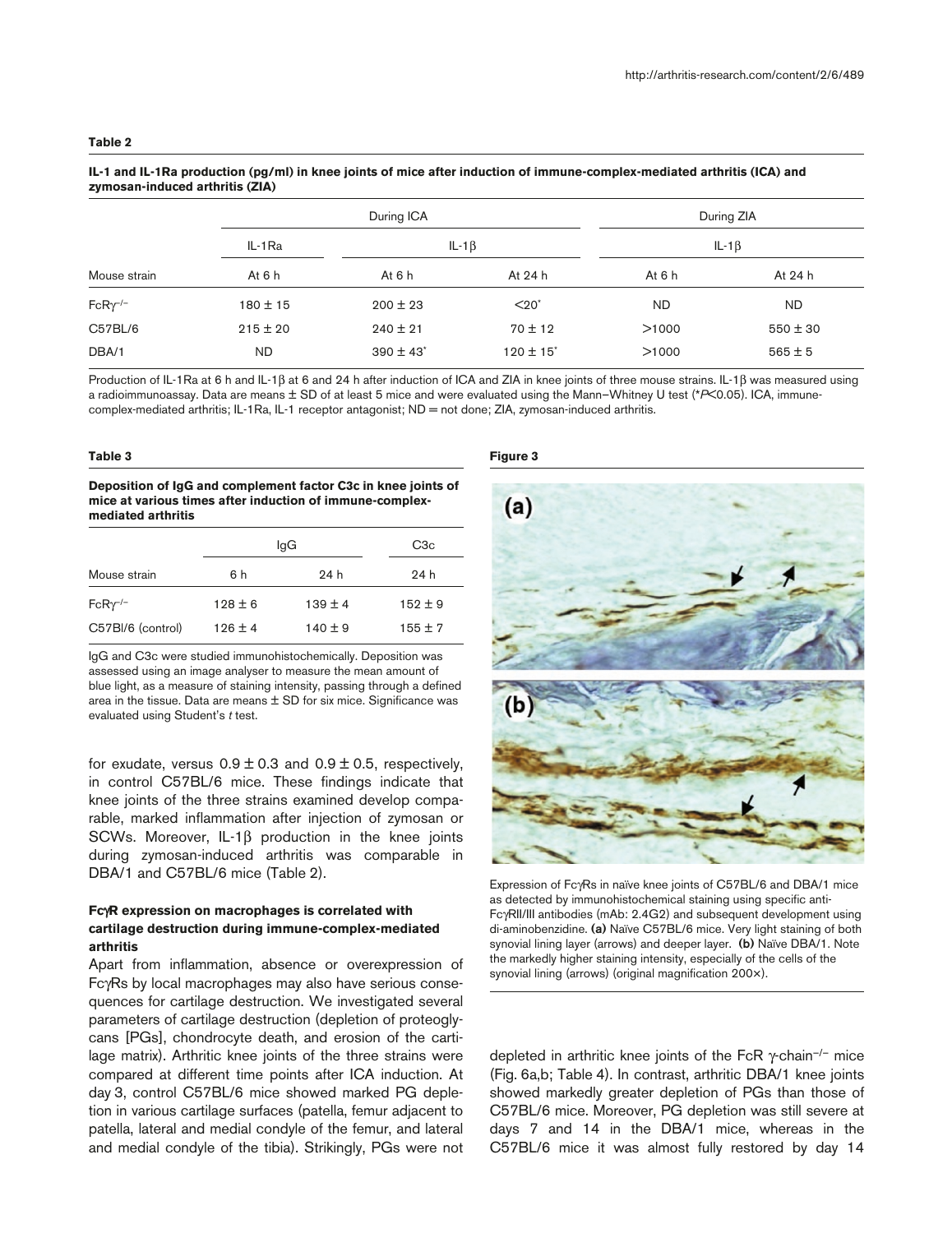**Table 2**

**IL-1 and IL-1Ra production (pg/ml) in knee joints of mice after induction of immune-complex-mediated arthritis (ICA) and zymosan-induced arthritis (ZIA)**

| | During ICA | | | During ZIA | |
|---|---|---|---|---|---|
| | IL-1Ra | IL-1β | | IL-1β | |
| Mouse strain | At 6 h | At 6 h | At 24 h | At 6 h | At 24 h |
| FcRγ$^{-/-}$ | 180 ± 15 | 200 ± 23 | <20* | ND | ND |
| C57BL/6 | 215 ± 20 | 240 ± 21 | 70 ± 12 | >1000 | 550 ± 30 |
| DBA/1 | ND | 390 ± 43* | 120 ± 15* | >1000 | 565 ± 5 |

Production of IL-1Ra at 6 h and IL-1β at 6 and 24 h after induction of ICA and ZIA in knee joints of three mouse strains. IL-1β was measured using a radioimmunoassay. Data are means ± SD of at least 5 mice and were evaluated using the Mann–Whitney U test (*$P<0.05$). ICA, immune-complex-mediated arthritis; IL-1Ra, IL-1 receptor antagonist; ND = not done; ZIA, zymosan-induced arthritis.

**Table 3**

**Deposition of IgG and complement factor C3c in knee joints of mice at various times after induction of immune-complex-mediated arthritis**

| | IgG | | C3c |
|---|---|---|---|
| Mouse strain | 6 h | 24 h | 24 h |
| FcRγ$^{-/-}$ | 128 ± 6 | 139 ± 4 | 152 ± 9 |
| C57Bl/6 (control) | 126 ± 4 | 140 ± 9 | 155 ± 7 |

IgG and C3c were studied immunohistochemically. Deposition was assessed using an image analyser to measure the mean amount of blue light, as a measure of staining intensity, passing through a defined area in the tissue. Data are means ± SD for six mice. Significance was evaluated using Student's *t* test.

for exudate, versus 0.9 ± 0.3 and 0.9 ± 0.5, respectively, in control C57BL/6 mice. These findings indicate that knee joints of the three strains examined develop comparable, marked inflammation after injection of zymosan or SCWs. Moreover, IL-1β production in the knee joints during zymosan-induced arthritis was comparable in DBA/1 and C57BL/6 mice (Table 2).

### FcγR expression on macrophages is correlated with cartilage destruction during immune-complex-mediated arthritis

Apart from inflammation, absence or overexpression of FcγRs by local macrophages may also have serious consequences for cartilage destruction. We investigated several parameters of cartilage destruction (depletion of proteoglycans [PGs], chondrocyte death, and erosion of the cartilage matrix). Arthritic knee joints of the three strains were compared at different time points after ICA induction. At day 3, control C57BL/6 mice showed marked PG depletion in various cartilage surfaces (patella, femur adjacent to patella, lateral and medial condyle of the femur, and lateral and medial condyle of the tibia). Strikingly, PGs were not depleted in arthritic knee joints of the FcR γ-chain$^{-/-}$ mice (Fig. 6a,b; Table 4). In contrast, arthritic DBA/1 knee joints showed markedly greater depletion of PGs than those of C57BL/6 mice. Moreover, PG depletion was still severe at days 7 and 14 in the DBA/1 mice, whereas in the C57BL/6 mice it was almost fully restored by day 14

**Figure 3**

Expression of FcγRs in naïve knee joints of C57BL/6 and DBA/1 mice as detected by immunohistochemical staining using specific anti-FcγRII/III antibodies (mAb: 2.4G2) and subsequent development using di-aminobenzidine. **(a)** Naïve C57BL/6 mice. Very light staining of both synovial lining layer (arrows) and deeper layer. **(b)** Naïve DBA/1. Note the markedly higher staining intensity, especially of the cells of the synovial lining (arrows) (original magnification 200×).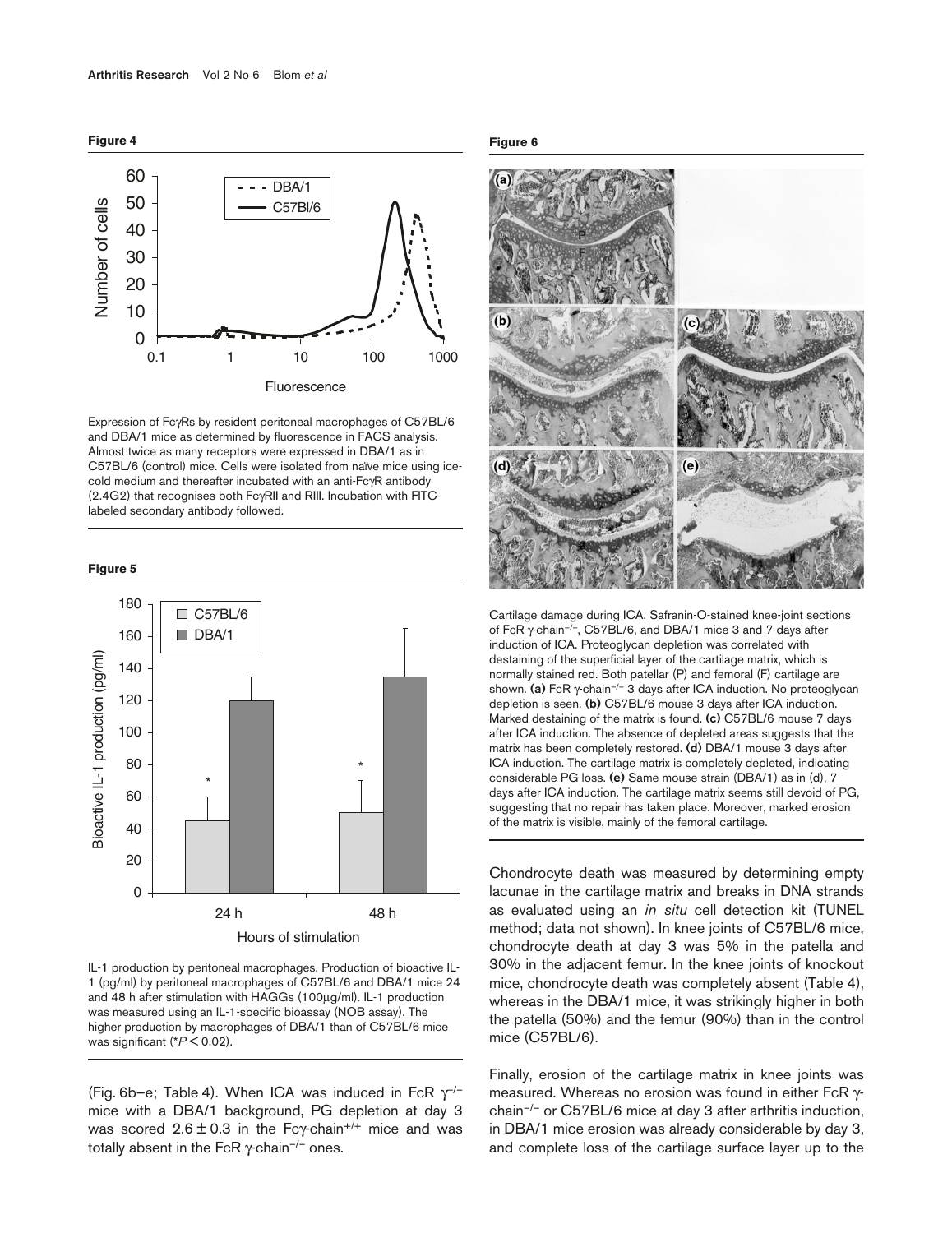**Figure 4**

Expression of FcγRs by resident peritoneal macrophages of C57BL/6 and DBA/1 mice as determined by fluorescence in FACS analysis. Almost twice as many receptors were expressed in DBA/1 as in C57BL/6 (control) mice. Cells were isolated from naïve mice using ice-cold medium and thereafter incubated with an anti-FcγR antibody (2.4G2) that recognises both FcγRII and RIII. Incubation with FITC-labeled secondary antibody followed.

**Figure 5**

IL-1 production by peritoneal macrophages. Production of bioactive IL-1 (pg/ml) by peritoneal macrophages of C57BL/6 and DBA/1 mice 24 and 48 h after stimulation with HAGGs (100μg/ml). IL-1 production was measured using an IL-1-specific bioassay (NOB assay). The higher production by macrophages of DBA/1 than of C57BL/6 mice was significant (\*$P < 0.02$).

**Figure 6**

Cartilage damage during ICA. Safranin-O-stained knee-joint sections of FcR γ-chain$^{-/-}$, C57BL/6, and DBA/1 mice 3 and 7 days after induction of ICA. Proteoglycan depletion was correlated with destaining of the superficial layer of the cartilage matrix, which is normally stained red. Both patellar (P) and femoral (F) cartilage are shown. **(a)** FcR γ-chain$^{-/-}$ 3 days after ICA induction. No proteoglycan depletion is seen. **(b)** C57BL/6 mouse 3 days after ICA induction. Marked destaining of the matrix is found. **(c)** C57BL/6 mouse 7 days after ICA induction. The absence of depleted areas suggests that the matrix has been completely restored. **(d)** DBA/1 mouse 3 days after ICA induction. The cartilage matrix is completely depleted, indicating considerable PG loss. **(e)** Same mouse strain (DBA/1) as in (d), 7 days after ICA induction. The cartilage matrix seems still devoid of PG, suggesting that no repair has taken place. Moreover, marked erosion of the matrix is visible, mainly of the femoral cartilage.

(Fig. 6b–e; Table 4). When ICA was induced in FcR γ$^{-/-}$ mice with a DBA/1 background, PG depletion at day 3 was scored $2.6 \pm 0.3$ in the Fcγ-chain$^{+/+}$ mice and was totally absent in the FcR γ-chain$^{-/-}$ ones.

Chondrocyte death was measured by determining empty lacunae in the cartilage matrix and breaks in DNA strands as evaluated using an *in situ* cell detection kit (TUNEL method; data not shown). In knee joints of C57BL/6 mice, chondrocyte death at day 3 was 5% in the patella and 30% in the adjacent femur. In the knee joints of knockout mice, chondrocyte death was completely absent (Table 4), whereas in the DBA/1 mice, it was strikingly higher in both the patella (50%) and the femur (90%) than in the control mice (C57BL/6).

Finally, erosion of the cartilage matrix in knee joints was measured. Whereas no erosion was found in either FcR γ-chain$^{-/-}$ or C57BL/6 mice at day 3 after arthritis induction, in DBA/1 mice erosion was already considerable by day 3, and complete loss of the cartilage surface layer up to the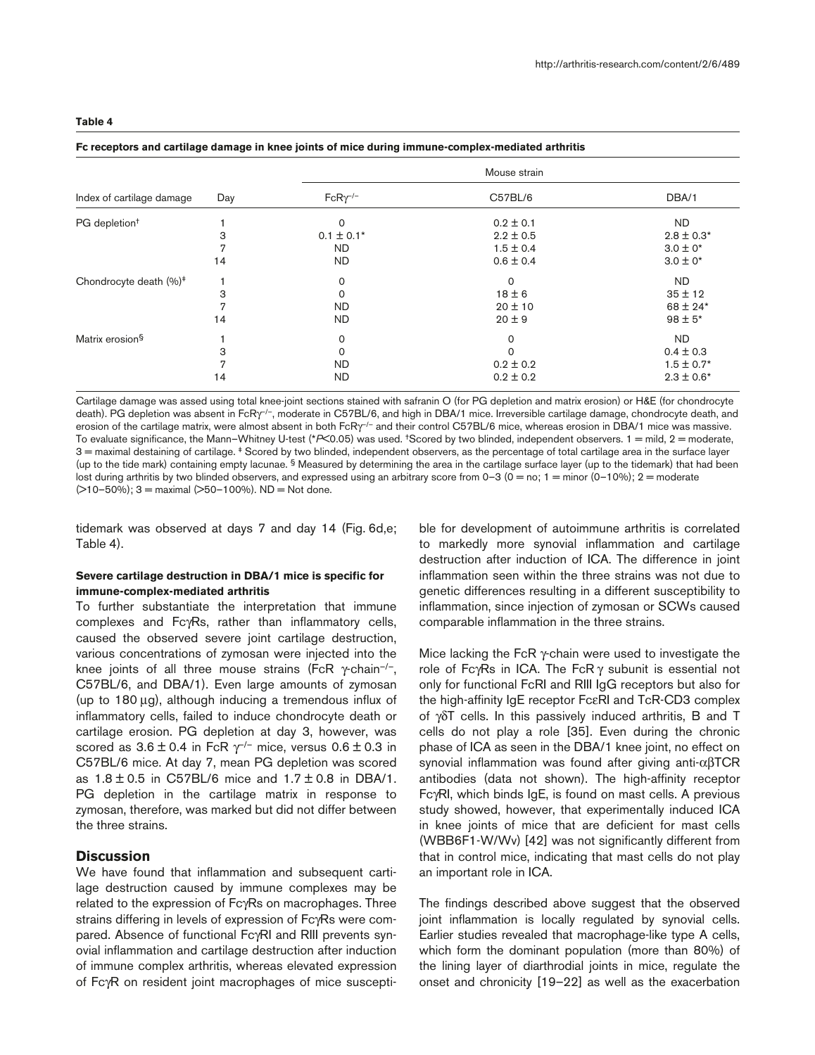**Table 4**

**Fc receptors and cartilage damage in knee joints of mice during immune-complex-mediated arthritis**

| Index of cartilage damage | Day | Mouse strain | | |
|---|---|---|---|---|
| | | FcRγ$^{-/-}$ | C57BL/6 | DBA/1 |
| PG depletion† | 1 | 0 | 0.2 ± 0.1 | ND |
| | 3 | 0.1 ± 0.1* | 2.2 ± 0.5 | 2.8 ± 0.3* |
| | 7 | ND | 1.5 ± 0.4 | 3.0 ± 0* |
| | 14 | ND | 0.6 ± 0.4 | 3.0 ± 0* |
| Chondrocyte death (%)‡ | 1 | 0 | 0 | ND |
| | 3 | 0 | 18 ± 6 | 35 ± 12 |
| | 7 | ND | 20 ± 10 | 68 ± 24* |
| | 14 | ND | 20 ± 9 | 98 ± 5* |
| Matrix erosion§ | 1 | 0 | 0 | ND |
| | 3 | 0 | 0 | 0.4 ± 0.3 |
| | 7 | ND | 0.2 ± 0.2 | 1.5 ± 0.7* |
| | 14 | ND | 0.2 ± 0.2 | 2.3 ± 0.6* |

Cartilage damage was assed using total knee-joint sections stained with safranin O (for PG depletion and matrix erosion) or H&E (for chondrocyte death). PG depletion was absent in FcRγ$^{-/-}$, moderate in C57BL/6, and high in DBA/1 mice. Irreversible cartilage damage, chondrocyte death, and erosion of the cartilage matrix, were almost absent in both FcRγ$^{-/-}$ and their control C57BL/6 mice, whereas erosion in DBA/1 mice was massive. To evaluate significance, the Mann–Whitney U-test (*$P$<0.05) was used. †Scored by two blinded, independent observers. 1 = mild, 2 = moderate, 3 = maximal destaining of cartilage. ‡ Scored by two blinded, independent observers, as the percentage of total cartilage area in the surface layer (up to the tide mark) containing empty lacunae. § Measured by determining the area in the cartilage surface layer (up to the tidemark) that had been lost during arthritis by two blinded observers, and expressed using an arbitrary score from 0–3 (0 = no; 1 = minor (0–10%); 2 = moderate (>10–50%); 3 = maximal (>50–100%). ND = Not done.

tidemark was observed at days 7 and day 14 (Fig. 6d,e; Table 4).

#### Severe cartilage destruction in DBA/1 mice is specific for immune-complex-mediated arthritis

To further substantiate the interpretation that immune complexes and FcγRs, rather than inflammatory cells, caused the observed severe joint cartilage destruction, various concentrations of zymosan were injected into the knee joints of all three mouse strains (FcR γ-chain$^{-/-}$, C57BL/6, and DBA/1). Even large amounts of zymosan (up to 180 µg), although inducing a tremendous influx of inflammatory cells, failed to induce chondrocyte death or cartilage erosion. PG depletion at day 3, however, was scored as 3.6 ± 0.4 in FcR γ$^{-/-}$ mice, versus 0.6 ± 0.3 in C57BL/6 mice. At day 7, mean PG depletion was scored as 1.8 ± 0.5 in C57BL/6 mice and 1.7 ± 0.8 in DBA/1. PG depletion in the cartilage matrix in response to zymosan, therefore, was marked but did not differ between the three strains.

## Discussion

We have found that inflammation and subsequent cartilage destruction caused by immune complexes may be related to the expression of FcγRs on macrophages. Three strains differing in levels of expression of FcγRs were compared. Absence of functional FcγRI and RIII prevents synovial inflammation and cartilage destruction after induction of immune complex arthritis, whereas elevated expression of FcγR on resident joint macrophages of mice susceptible for development of autoimmune arthritis is correlated to markedly more synovial inflammation and cartilage destruction after induction of ICA. The difference in joint inflammation seen within the three strains was not due to genetic differences resulting in a different susceptibility to inflammation, since injection of zymosan or SCWs caused comparable inflammation in the three strains.

Mice lacking the FcR γ-chain were used to investigate the role of FcγRs in ICA. The FcR γ subunit is essential not only for functional FcRI and RIII IgG receptors but also for the high-affinity IgE receptor FcεRI and TcR-CD3 complex of γδT cells. In this passively induced arthritis, B and T cells do not play a role [35]. Even during the chronic phase of ICA as seen in the DBA/1 knee joint, no effect on synovial inflammation was found after giving anti-αβTCR antibodies (data not shown). The high-affinity receptor FcγRI, which binds IgE, is found on mast cells. A previous study showed, however, that experimentally induced ICA in knee joints of mice that are deficient for mast cells (WBB6F1-W/Wv) [42] was not significantly different from that in control mice, indicating that mast cells do not play an important role in ICA.

The findings described above suggest that the observed joint inflammation is locally regulated by synovial cells. Earlier studies revealed that macrophage-like type A cells, which form the dominant population (more than 80%) of the lining layer of diarthrodial joints in mice, regulate the onset and chronicity [19–22] as well as the exacerbation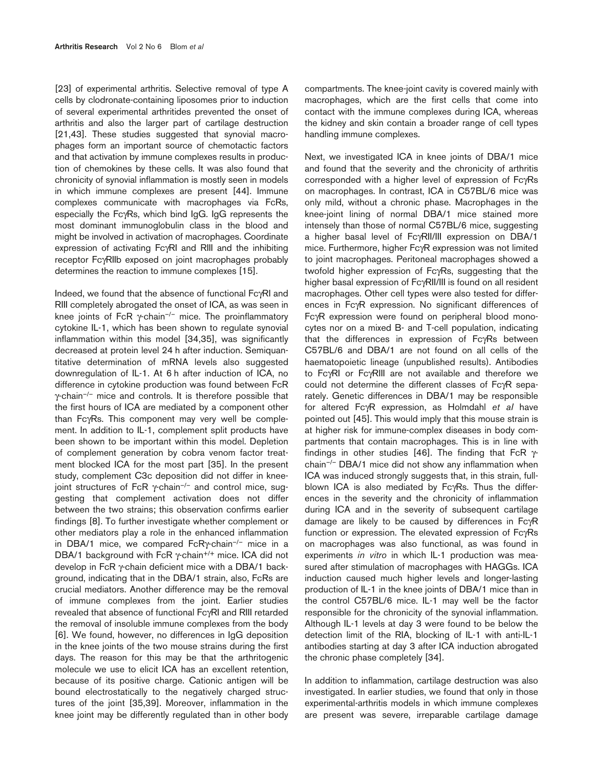[23] of experimental arthritis. Selective removal of type A cells by clodronate-containing liposomes prior to induction of several experimental arthritides prevented the onset of arthritis and also the larger part of cartilage destruction [21,43]. These studies suggested that synovial macrophages form an important source of chemotactic factors and that activation by immune complexes results in production of chemokines by these cells. It was also found that chronicity of synovial inflammation is mostly seen in models in which immune complexes are present [44]. Immune complexes communicate with macrophages via FcRs, especially the FcγRs, which bind IgG. IgG represents the most dominant immunoglobulin class in the blood and might be involved in activation of macrophages. Coordinate expression of activating FcγRI and RIII and the inhibiting receptor FcγRIIb exposed on joint macrophages probably determines the reaction to immune complexes [15].

Indeed, we found that the absence of functional FcγRI and RIII completely abrogated the onset of ICA, as was seen in knee joints of FcR γ-chain$^{-/-}$ mice. The proinflammatory cytokine IL-1, which has been shown to regulate synovial inflammation within this model [34,35], was significantly decreased at protein level 24 h after induction. Semiquantitative determination of mRNA levels also suggested downregulation of IL-1. At 6 h after induction of ICA, no difference in cytokine production was found between FcR γ-chain$^{-/-}$ mice and controls. It is therefore possible that the first hours of ICA are mediated by a component other than FcγRs. This component may very well be complement. In addition to IL-1, complement split products have been shown to be important within this model. Depletion of complement generation by cobra venom factor treatment blocked ICA for the most part [35]. In the present study, complement C3c deposition did not differ in knee-joint structures of FcR γ-chain$^{-/-}$ and control mice, suggesting that complement activation does not differ between the two strains; this observation confirms earlier findings [8]. To further investigate whether complement or other mediators play a role in the enhanced inflammation in DBA/1 mice, we compared FcRγ-chain$^{-/-}$ mice in a DBA/1 background with FcR γ-chain$^{+/+}$ mice. ICA did not develop in FcR γ-chain deficient mice with a DBA/1 background, indicating that in the DBA/1 strain, also, FcRs are crucial mediators. Another difference may be the removal of immune complexes from the joint. Earlier studies revealed that absence of functional FcγRI and RIII retarded the removal of insoluble immune complexes from the body [6]. We found, however, no differences in IgG deposition in the knee joints of the two mouse strains during the first days. The reason for this may be that the arthritogenic molecule we use to elicit ICA has an excellent retention, because of its positive charge. Cationic antigen will be bound electrostatically to the negatively charged structures of the joint [35,39]. Moreover, inflammation in the knee joint may be differently regulated than in other body compartments. The knee-joint cavity is covered mainly with macrophages, which are the first cells that come into contact with the immune complexes during ICA, whereas the kidney and skin contain a broader range of cell types handling immune complexes.

Next, we investigated ICA in knee joints of DBA/1 mice and found that the severity and the chronicity of arthritis corresponded with a higher level of expression of FcγRs on macrophages. In contrast, ICA in C57BL/6 mice was only mild, without a chronic phase. Macrophages in the knee-joint lining of normal DBA/1 mice stained more intensely than those of normal C57BL/6 mice, suggesting a higher basal level of FcγRII/III expression on DBA/1 mice. Furthermore, higher FcγR expression was not limited to joint macrophages. Peritoneal macrophages showed a twofold higher expression of FcγRs, suggesting that the higher basal expression of FcγRII/III is found on all resident macrophages. Other cell types were also tested for differences in FcγR expression. No significant differences of FcγR expression were found on peripheral blood monocytes nor on a mixed B- and T-cell population, indicating that the differences in expression of FcγRs between C57BL/6 and DBA/1 are not found on all cells of the haematopoietic lineage (unpublished results). Antibodies to FcγRI or FcγRIII are not available and therefore we could not determine the different classes of FcγR separately. Genetic differences in DBA/1 may be responsible for altered FcγR expression, as Holmdahl *et al* have pointed out [45]. This would imply that this mouse strain is at higher risk for immune-complex diseases in body compartments that contain macrophages. This is in line with findings in other studies [46]. The finding that FcR γ-chain$^{-/-}$ DBA/1 mice did not show any inflammation when ICA was induced strongly suggests that, in this strain, full-blown ICA is also mediated by FcγRs. Thus the differences in the severity and the chronicity of inflammation during ICA and in the severity of subsequent cartilage damage are likely to be caused by differences in FcγR function or expression. The elevated expression of FcγRs on macrophages was also functional, as was found in experiments *in vitro* in which IL-1 production was measured after stimulation of macrophages with HAGGs. ICA induction caused much higher levels and longer-lasting production of IL-1 in the knee joints of DBA/1 mice than in the control C57BL/6 mice. IL-1 may well be the factor responsible for the chronicity of the synovial inflammation. Although IL-1 levels at day 3 were found to be below the detection limit of the RIA, blocking of IL-1 with anti-IL-1 antibodies starting at day 3 after ICA induction abrogated the chronic phase completely [34].

In addition to inflammation, cartilage destruction was also investigated. In earlier studies, we found that only in those experimental-arthritis models in which immune complexes are present was severe, irreparable cartilage damage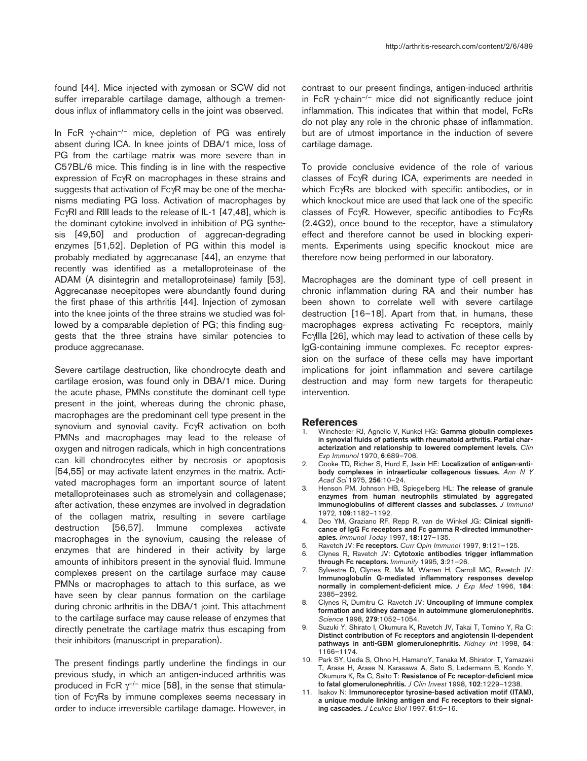found [44]. Mice injected with zymosan or SCW did not suffer irreparable cartilage damage, although a tremendous influx of inflammatory cells in the joint was observed.

In FcR γ-chain$^{-/-}$ mice, depletion of PG was entirely absent during ICA. In knee joints of DBA/1 mice, loss of PG from the cartilage matrix was more severe than in C57BL/6 mice. This finding is in line with the respective expression of FcγR on macrophages in these strains and suggests that activation of FcγR may be one of the mechanisms mediating PG loss. Activation of macrophages by FcγRI and RIII leads to the release of IL-1 [47,48], which is the dominant cytokine involved in inhibition of PG synthesis [49,50] and production of aggrecan-degrading enzymes [51,52]. Depletion of PG within this model is probably mediated by aggrecanase [44], an enzyme that recently was identified as a metalloproteinase of the ADAM (A disintegrin and metalloproteinase) family [53]. Aggrecanase neoepitopes were abundantly found during the first phase of this arthritis [44]. Injection of zymosan into the knee joints of the three strains we studied was followed by a comparable depletion of PG; this finding suggests that the three strains have similar potencies to produce aggrecanase.

Severe cartilage destruction, like chondrocyte death and cartilage erosion, was found only in DBA/1 mice. During the acute phase, PMNs constitute the dominant cell type present in the joint, whereas during the chronic phase, macrophages are the predominant cell type present in the synovium and synovial cavity. FcγR activation on both PMNs and macrophages may lead to the release of oxygen and nitrogen radicals, which in high concentrations can kill chondrocytes either by necrosis or apoptosis [54,55] or may activate latent enzymes in the matrix. Activated macrophages form an important source of latent metalloproteinases such as stromelysin and collagenase; after activation, these enzymes are involved in degradation of the collagen matrix, resulting in severe cartilage destruction [56,57]. Immune complexes activate macrophages in the synovium, causing the release of enzymes that are hindered in their activity by large amounts of inhibitors present in the synovial fluid. Immune complexes present on the cartilage surface may cause PMNs or macrophages to attach to this surface, as we have seen by clear pannus formation on the cartilage during chronic arthritis in the DBA/1 joint. This attachment to the cartilage surface may cause release of enzymes that directly penetrate the cartilage matrix thus escaping from their inhibitors (manuscript in preparation).

The present findings partly underline the findings in our previous study, in which an antigen-induced arthritis was produced in FcR γ$^{-/-}$ mice [58], in the sense that stimulation of FcγRs by immune complexes seems necessary in order to induce irreversible cartilage damage. However, in contrast to our present findings, antigen-induced arthritis in FcR γ-chain$^{-/-}$ mice did not significantly reduce joint inflammation. This indicates that within that model, FcRs do not play any role in the chronic phase of inflammation, but are of utmost importance in the induction of severe cartilage damage.

To provide conclusive evidence of the role of various classes of FcγR during ICA, experiments are needed in which FcγRs are blocked with specific antibodies, or in which knockout mice are used that lack one of the specific classes of FcγR. However, specific antibodies to FcγRs (2.4G2), once bound to the receptor, have a stimulatory effect and therefore cannot be used in blocking experiments. Experiments using specific knockout mice are therefore now being performed in our laboratory.

Macrophages are the dominant type of cell present in chronic inflammation during RA and their number has been shown to correlate well with severe cartilage destruction [16–18]. Apart from that, in humans, these macrophages express activating Fc receptors, mainly FcγIIIa [26], which may lead to activation of these cells by IgG-containing immune complexes. Fc receptor expression on the surface of these cells may have important implications for joint inflammation and severe cartilage destruction and may form new targets for therapeutic intervention.

## References

1. Winchester RJ, Agnello V, Kunkel HG: **Gamma globulin complexes in synovial fluids of patients with rheumatoid arthritis. Partial characterization and relationship to lowered complement levels.** *Clin Exp Immunol* 1970, **6**:689–706.
2. Cooke TD, Richer S, Hurd E, Jasin HE: **Localization of antigen-antibody complexes in intraarticular collagenous tissues.** *Ann N Y Acad Sci* 1975, **256**:10–24.
3. Henson PM, Johnson HB, Spiegelberg HL: **The release of granule enzymes from human neutrophils stimulated by aggregated immunoglobulins of different classes and subclasses.** *J Immunol* 1972, **109**:1182–1192.
4. Deo YM, Graziano RF, Repp R, van de Winkel JG: **Clinical significance of IgG Fc receptors and Fc gamma R-directed immunotherapies.** *Immunol Today* 1997, **18**:127–135.
5. Ravetch JV: **Fc receptors.** *Curr Opin Immunol* 1997, **9**:121–125.
6. Clynes R, Ravetch JV: **Cytotoxic antibodies trigger inflammation through Fc receptors.** *Immunity* 1995, **3**:21–26.
7. Sylvestre D, Clynes R, Ma M, Warren H, Carroll MC, Ravetch JV: **Immunoglobulin G-mediated inflammatory responses develop normally in complement-deficient mice.** *J Exp Med* 1996, **184**: 2385–2392.
8. Clynes R, Dumitru C, Ravetch JV: **Uncoupling of immune complex formation and kidney damage in autoimmune glomerulonephritis.** *Science* 1998, **279**:1052–1054.
9. Suzuki Y, Shirato I, Okumura K, Ravetch JV, Takai T, Tomino Y, Ra C: **Distinct contribution of Fc receptors and angiotensin II-dependent pathways in anti-GBM glomerulonephritis.** *Kidney Int* 1998, **54**: 1166–1174.
10. Park SY, Ueda S, Ohno H, HamanoY, Tanaka M, Shiratori T, Yamazaki T, Arase H, Arase N, Karasawa A, Sato S, Ledermann B, Kondo Y, Okumura K, Ra C, Saito T: **Resistance of Fc receptor-deficient mice to fatal glomerulonephritis.** *J Clin Invest* 1998, **102**:1229–1238.
11. Isakov N: **Immunoreceptor tyrosine-based activation motif (ITAM), a unique module linking antigen and Fc receptors to their signaling cascades.** *J Leukoc Biol* 1997, **61**:6–16.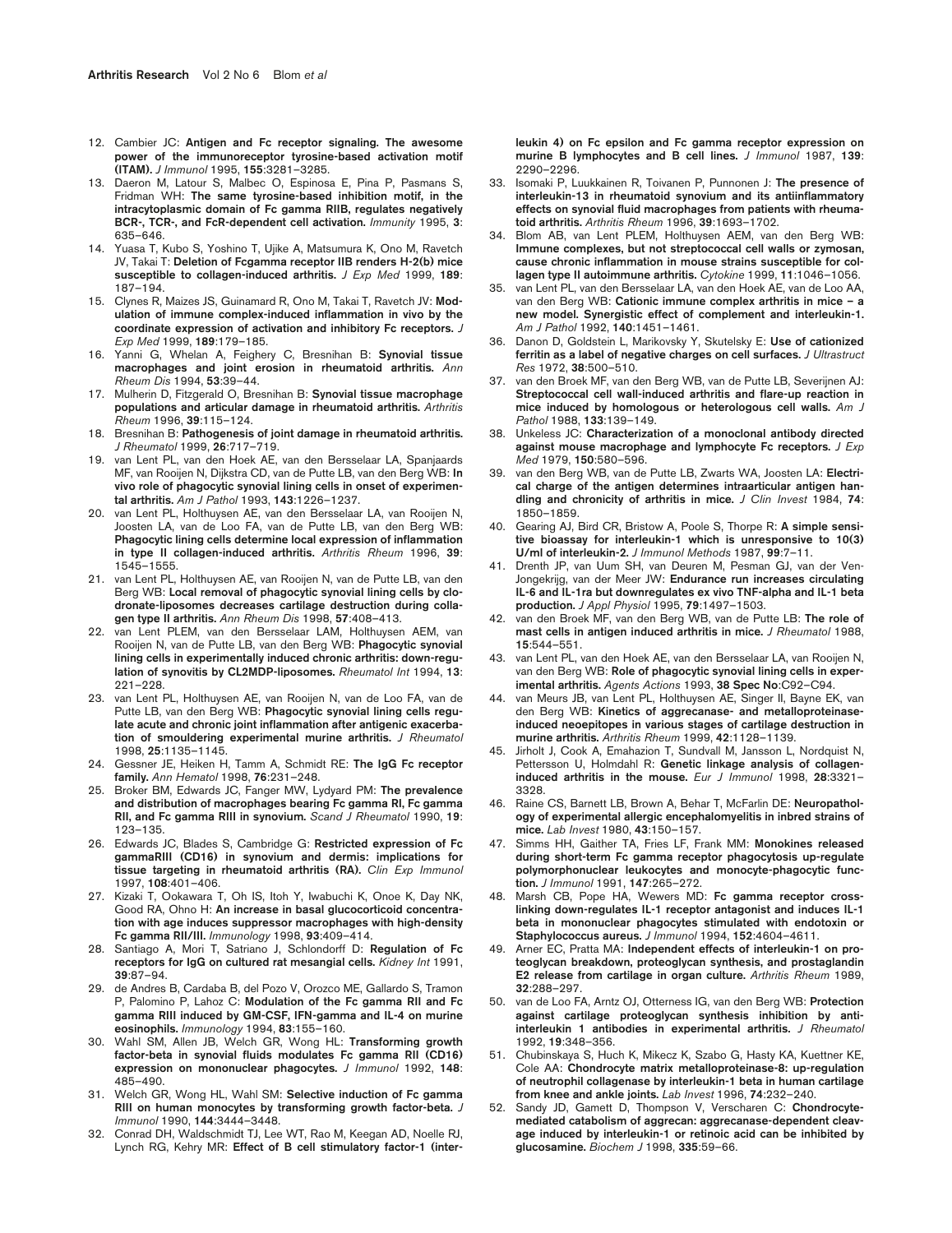12. Cambier JC: **Antigen and Fc receptor signaling. The awesome power of the immunoreceptor tyrosine-based activation motif (ITAM).** *J Immunol* 1995, **155**:3281–3285.
13. Daeron M, Latour S, Malbec O, Espinosa E, Pina P, Pasmans S, Fridman WH: **The same tyrosine-based inhibition motif, in the intracytoplasmic domain of Fc gamma RIIB, regulates negatively BCR-, TCR-, and FcR-dependent cell activation.** *Immunity* 1995, **3**: 635–646.
14. Yuasa T, Kubo S, Yoshino T, Ujike A, Matsumura K, Ono M, Ravetch JV, Takai T: **Deletion of Fcgamma receptor IIB renders H-2(b) mice susceptible to collagen-induced arthritis.** *J Exp Med* 1999, **189**: 187–194.
15. Clynes R, Maizes JS, Guinamard R, Ono M, Takai T, Ravetch JV: **Modulation of immune complex-induced inflammation in vivo by the coordinate expression of activation and inhibitory Fc receptors.** *J Exp Med* 1999, **189**:179–185.
16. Yanni G, Whelan A, Feighery C, Bresnihan B: **Synovial tissue macrophages and joint erosion in rheumatoid arthritis.** *Ann Rheum Dis* 1994, **53**:39–44.
17. Mulherin D, Fitzgerald O, Bresnihan B: **Synovial tissue macrophage populations and articular damage in rheumatoid arthritis.** *Arthritis Rheum* 1996, **39**:115–124.
18. Bresnihan B: **Pathogenesis of joint damage in rheumatoid arthritis.** *J Rheumatol* 1999, **26**:717–719.
19. van Lent PL, van den Hoek AE, van den Bersselaar LA, Spanjaards MF, van Rooijen N, Dijkstra CD, van de Putte LB, van den Berg WB: **In vivo role of phagocytic synovial lining cells in onset of experimental arthritis.** *Am J Pathol* 1993, **143**:1226–1237.
20. van Lent PL, Holthuysen AE, van den Bersselaar LA, van Rooijen N, Joosten LA, van de Loo FA, van de Putte LB, van den Berg WB: **Phagocytic lining cells determine local expression of inflammation in type II collagen-induced arthritis.** *Arthritis Rheum* 1996, **39**: 1545–1555.
21. van Lent PL, Holthuysen AE, van Rooijen N, van de Putte LB, van den Berg WB: **Local removal of phagocytic synovial lining cells by clodronate-liposomes decreases cartilage destruction during collagen type II arthritis.** *Ann Rheum Dis* 1998, **57**:408–413.
22. van Lent PLEM, van den Bersselaar LAM, Holthuysen AEM, van Rooijen N, van de Putte LB, van den Berg WB: **Phagocytic synovial lining cells in experimentally induced chronic arthritis: down-regulation of synovitis by CL2MDP-liposomes.** *Rheumatol Int* 1994, **13**: 221–228.
23. van Lent PL, Holthuysen AE, van Rooijen N, van de Loo FA, van de Putte LB, van den Berg WB: **Phagocytic synovial lining cells regulate acute and chronic joint inflammation after antigenic exacerbation of smouldering experimental murine arthritis.** *J Rheumatol* 1998, **25**:1135–1145.
24. Gessner JE, Heiken H, Tamm A, Schmidt RE: **The IgG Fc receptor family.** *Ann Hematol* 1998, **76**:231–248.
25. Broker BM, Edwards JC, Fanger MW, Lydyard PM: **The prevalence and distribution of macrophages bearing Fc gamma RI, Fc gamma RII, and Fc gamma RIII in synovium.** *Scand J Rheumatol* 1990, **19**: 123–135.
26. Edwards JC, Blades S, Cambridge G: **Restricted expression of Fc gammaRIII (CD16) in synovium and dermis: implications for tissue targeting in rheumatoid arthritis (RA).** *Clin Exp Immunol* 1997, **108**:401–406.
27. Kizaki T, Ookawara T, Oh IS, Itoh Y, Iwabuchi K, Onoe K, Day NK, Good RA, Ohno H: **An increase in basal glucocorticoid concentration with age induces suppressor macrophages with high-density Fc gamma RII/III.** *Immunology* 1998, **93**:409–414.
28. Santiago A, Mori T, Satriano J, Schlondorff D: **Regulation of Fc receptors for IgG on cultured rat mesangial cells.** *Kidney Int* 1991, **39**:87–94.
29. de Andres B, Cardaba B, del Pozo V, Orozco ME, Gallardo S, Tramon P, Palomino P, Lahoz C: **Modulation of the Fc gamma RII and Fc gamma RIII induced by GM-CSF, IFN-gamma and IL-4 on murine eosinophils.** *Immunology* 1994, **83**:155–160.
30. Wahl SM, Allen JB, Welch GR, Wong HL: **Transforming growth factor-beta in synovial fluids modulates Fc gamma RII (CD16) expression on mononuclear phagocytes.** *J Immunol* 1992, **148**: 485–490.
31. Welch GR, Wong HL, Wahl SM: **Selective induction of Fc gamma RIII on human monocytes by transforming growth factor-beta.** *J Immunol* 1990, **144**:3444–3448.
32. Conrad DH, Waldschmidt TJ, Lee WT, Rao M, Keegan AD, Noelle RJ, Lynch RG, Kehry MR: **Effect of B cell stimulatory factor-1 (interleukin 4) on Fc epsilon and Fc gamma receptor expression on murine B lymphocytes and B cell lines.** *J Immunol* 1987, **139**: 2290–2296.
33. Isomaki P, Luukkainen R, Toivanen P, Punnonen J: **The presence of interleukin-13 in rheumatoid synovium and its antiinflammatory effects on synovial fluid macrophages from patients with rheumatoid arthritis.** *Arthritis Rheum* 1996, **39**:1693–1702.
34. Blom AB, van Lent PLEM, Holthuysen AEM, van den Berg WB: **Immune complexes, but not streptococcal cell walls or zymosan, cause chronic inflammation in mouse strains susceptible for collagen type II autoimmune arthritis.** *Cytokine* 1999, **11**:1046–1056.
35. van Lent PL, van den Bersselaar LA, van den Hoek AE, van de Loo AA, van den Berg WB: **Cationic immune complex arthritis in mice – a new model. Synergistic effect of complement and interleukin-1.** *Am J Pathol* 1992, **140**:1451–1461.
36. Danon D, Goldstein L, Marikovsky Y, Skutelsky E: **Use of cationized ferritin as a label of negative charges on cell surfaces.** *J Ultrastruct Res* 1972, **38**:500–510.
37. van den Broek MF, van den Berg WB, van de Putte LB, Severijnen AJ: **Streptococcal cell wall-induced arthritis and flare-up reaction in mice induced by homologous or heterologous cell walls.** *Am J Pathol* 1988, **133**:139–149.
38. Unkeless JC: **Characterization of a monoclonal antibody directed against mouse macrophage and lymphocyte Fc receptors.** *J Exp Med* 1979, **150**:580–596.
39. van den Berg WB, van de Putte LB, Zwarts WA, Joosten LA: **Electrical charge of the antigen determines intraarticular antigen handling and chronicity of arthritis in mice.** *J Clin Invest* 1984, **74**: 1850–1859.
40. Gearing AJ, Bird CR, Bristow A, Poole S, Thorpe R: **A simple sensitive bioassay for interleukin-1 which is unresponsive to 10(3) U/ml of interleukin-2.** *J Immunol Methods* 1987, **99**:7–11.
41. Drenth JP, van Uum SH, van Deuren M, Pesman GJ, van der Ven-Jongekrijg, van der Meer JW: **Endurance run increases circulating IL-6 and IL-1ra but downregulates ex vivo TNF-alpha and IL-1 beta production.** *J Appl Physiol* 1995, **79**:1497–1503.
42. van den Broek MF, van den Berg WB, van de Putte LB: **The role of mast cells in antigen induced arthritis in mice.** *J Rheumatol* 1988, **15**:544–551.
43. van Lent PL, van den Hoek AE, van den Bersselaar LA, van Rooijen N, van den Berg WB: **Role of phagocytic synovial lining cells in experimental arthritis.** *Agents Actions* 1993, **38 Spec No**:C92–C94.
44. van Meurs JB, van Lent PL, Holthuysen AE, Singer II, Bayne EK, van den Berg WB: **Kinetics of aggrecanase- and metalloproteinase-induced neoepitopes in various stages of cartilage destruction in murine arthritis.** *Arthritis Rheum* 1999, **42**:1128–1139.
45. Jirholt J, Cook A, Emahazion T, Sundvall M, Jansson L, Nordquist N, Pettersson U, Holmdahl R: **Genetic linkage analysis of collagen-induced arthritis in the mouse.** *Eur J Immunol* 1998, **28**:3321–3328.
46. Raine CS, Barnett LB, Brown A, Behar T, McFarlin DE: **Neuropathology of experimental allergic encephalomyelitis in inbred strains of mice.** *Lab Invest* 1980, **43**:150–157.
47. Simms HH, Gaither TA, Fries LF, Frank MM: **Monokines released during short-term Fc gamma receptor phagocytosis up-regulate polymorphonuclear leukocytes and monocyte-phagocytic function.** *J Immunol* 1991, **147**:265–272.
48. Marsh CB, Pope HA, Wewers MD: **Fc gamma receptor cross-linking down-regulates IL-1 receptor antagonist and induces IL-1 beta in mononuclear phagocytes stimulated with endotoxin or Staphylococcus aureus.** *J Immunol* 1994, **152**:4604–4611.
49. Arner EC, Pratta MA: **Independent effects of interleukin-1 on proteoglycan breakdown, proteoglycan synthesis, and prostaglandin E2 release from cartilage in organ culture.** *Arthritis Rheum* 1989, **32**:288–297.
50. van de Loo FA, Arntz OJ, Otterness IG, van den Berg WB: **Protection against cartilage proteoglycan synthesis inhibition by antiinterleukin 1 antibodies in experimental arthritis.** *J Rheumatol* 1992, **19**:348–356.
51. Chubinskaya S, Huch K, Mikecz K, Szabo G, Hasty KA, Kuettner KE, Cole AA: **Chondrocyte matrix metalloproteinase-8: up-regulation of neutrophil collagenase by interleukin-1 beta in human cartilage from knee and ankle joints.** *Lab Invest* 1996, **74**:232–240.
52. Sandy JD, Gamett D, Thompson V, Verscharen C: **Chondrocyte-mediated catabolism of aggrecan: aggrecanase-dependent cleavage induced by interleukin-1 or retinoic acid can be inhibited by glucosamine.** *Biochem J* 1998, **335**:59–66.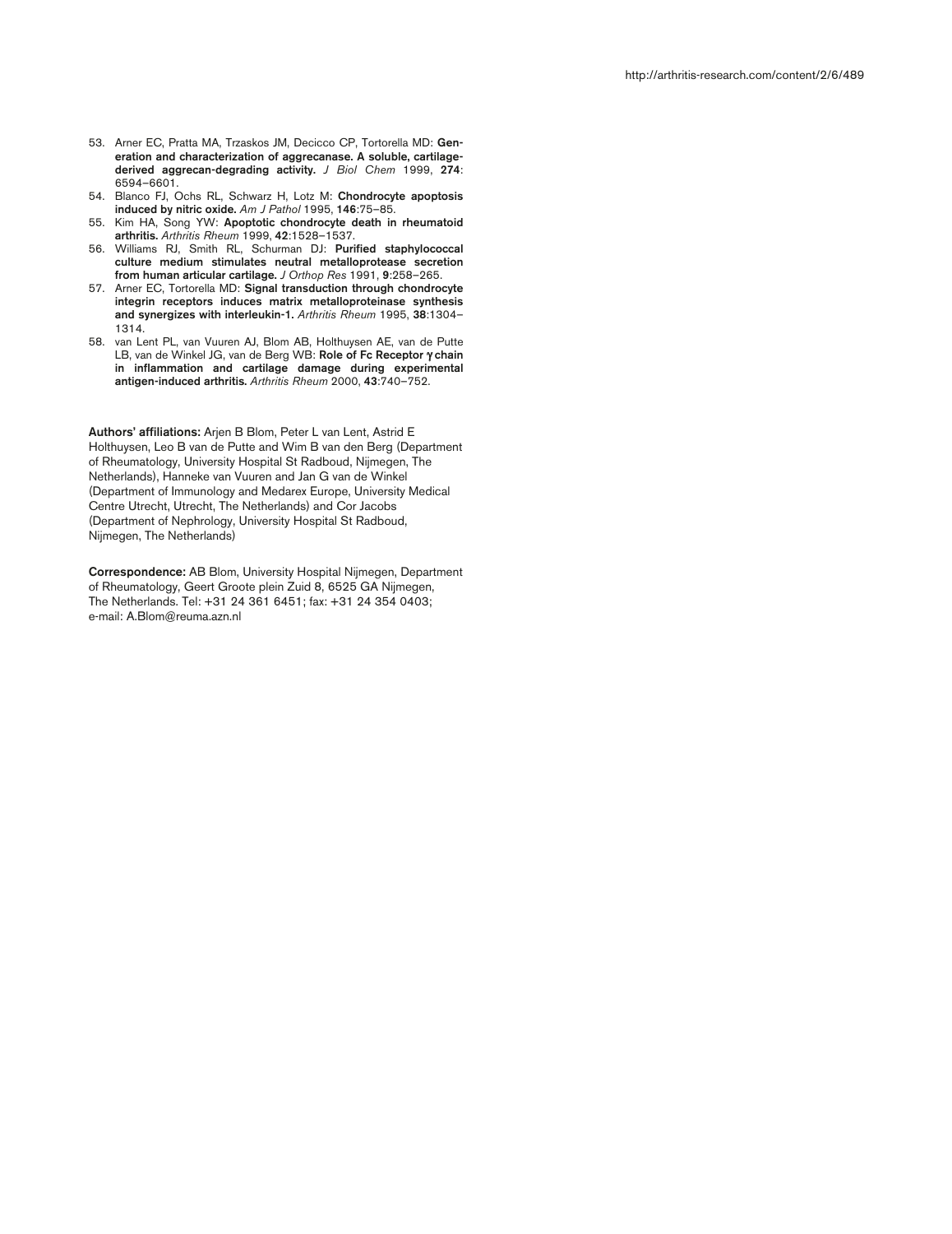53. Arner EC, Pratta MA, Trzaskos JM, Decicco CP, Tortorella MD: **Generation and characterization of aggrecanase. A soluble, cartilage-derived aggrecan-degrading activity.** *J Biol Chem* 1999, **274**: 6594–6601.
54. Blanco FJ, Ochs RL, Schwarz H, Lotz M: **Chondrocyte apoptosis induced by nitric oxide.** *Am J Pathol* 1995, **146**:75–85.
55. Kim HA, Song YW: **Apoptotic chondrocyte death in rheumatoid arthritis.** *Arthritis Rheum* 1999, **42**:1528–1537.
56. Williams RJ, Smith RL, Schurman DJ: **Purified staphylococcal culture medium stimulates neutral metalloprotease secretion from human articular cartilage.** *J Orthop Res* 1991, **9**:258–265.
57. Arner EC, Tortorella MD: **Signal transduction through chondrocyte integrin receptors induces matrix metalloproteinase synthesis and synergizes with interleukin-1.** *Arthritis Rheum* 1995, **38**:1304–1314.
58. van Lent PL, van Vuuren AJ, Blom AB, Holthuysen AE, van de Putte LB, van de Winkel JG, van de Berg WB: **Role of Fc Receptor γ chain in inflammation and cartilage damage during experimental antigen-induced arthritis.** *Arthritis Rheum* 2000, **43**:740–752.

**Authors' affiliations:** Arjen B Blom, Peter L van Lent, Astrid E Holthuysen, Leo B van de Putte and Wim B van den Berg (Department of Rheumatology, University Hospital St Radboud, Nijmegen, The Netherlands), Hanneke van Vuuren and Jan G van de Winkel (Department of Immunology and Medarex Europe, University Medical Centre Utrecht, Utrecht, The Netherlands) and Cor Jacobs (Department of Nephrology, University Hospital St Radboud, Nijmegen, The Netherlands)

**Correspondence:** AB Blom, University Hospital Nijmegen, Department of Rheumatology, Geert Groote plein Zuid 8, 6525 GA Nijmegen, The Netherlands. Tel: +31 24 361 6451; fax: +31 24 354 0403; e-mail: A.Blom@reuma.azn.nl